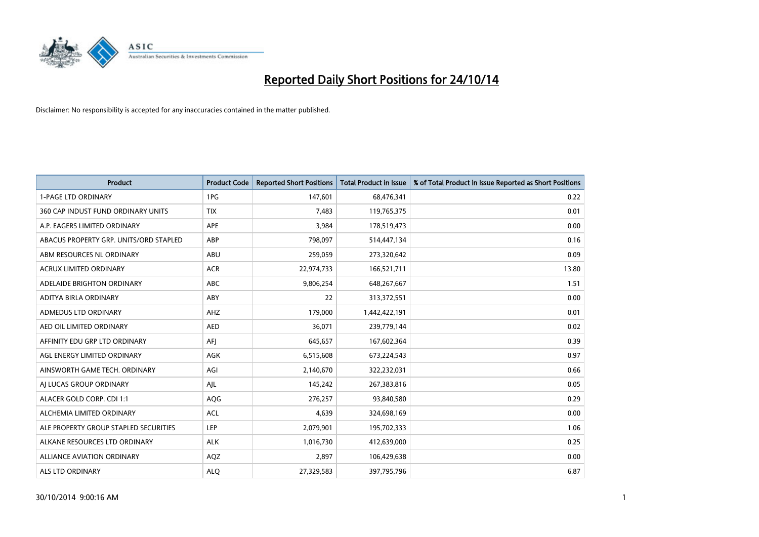# Reported Daily Short Positions for 24/10/14

Disclaimer: No responsibility is accepted for any inaccuracies contained in the matter published.

| Product | Product Code | Reported Short Positions | Total Product in Issue | % of Total Product in Issue Reported as Short Positions |
|---|---|---|---|---|
| 1-PAGE LTD ORDINARY | 1PG | 147,601 | 68,476,341 | 0.22 |
| 360 CAP INDUST FUND ORDINARY UNITS | TIX | 7,483 | 119,765,375 | 0.01 |
| A.P. EAGERS LIMITED ORDINARY | APE | 3,984 | 178,519,473 | 0.00 |
| ABACUS PROPERTY GRP. UNITS/ORD STAPLED | ABP | 798,097 | 514,447,134 | 0.16 |
| ABM RESOURCES NL ORDINARY | ABU | 259,059 | 273,320,642 | 0.09 |
| ACRUX LIMITED ORDINARY | ACR | 22,974,733 | 166,521,711 | 13.80 |
| ADELAIDE BRIGHTON ORDINARY | ABC | 9,806,254 | 648,267,667 | 1.51 |
| ADITYA BIRLA ORDINARY | ABY | 22 | 313,372,551 | 0.00 |
| ADMEDUS LTD ORDINARY | AHZ | 179,000 | 1,442,422,191 | 0.01 |
| AED OIL LIMITED ORDINARY | AED | 36,071 | 239,779,144 | 0.02 |
| AFFINITY EDU GRP LTD ORDINARY | AFJ | 645,657 | 167,602,364 | 0.39 |
| AGL ENERGY LIMITED ORDINARY | AGK | 6,515,608 | 673,224,543 | 0.97 |
| AINSWORTH GAME TECH. ORDINARY | AGI | 2,140,670 | 322,232,031 | 0.66 |
| AJ LUCAS GROUP ORDINARY | AJL | 145,242 | 267,383,816 | 0.05 |
| ALACER GOLD CORP. CDI 1:1 | AQG | 276,257 | 93,840,580 | 0.29 |
| ALCHEMIA LIMITED ORDINARY | ACL | 4,639 | 324,698,169 | 0.00 |
| ALE PROPERTY GROUP STAPLED SECURITIES | LEP | 2,079,901 | 195,702,333 | 1.06 |
| ALKANE RESOURCES LTD ORDINARY | ALK | 1,016,730 | 412,639,000 | 0.25 |
| ALLIANCE AVIATION ORDINARY | AQZ | 2,897 | 106,429,638 | 0.00 |
| ALS LTD ORDINARY | ALQ | 27,329,583 | 397,795,796 | 6.87 |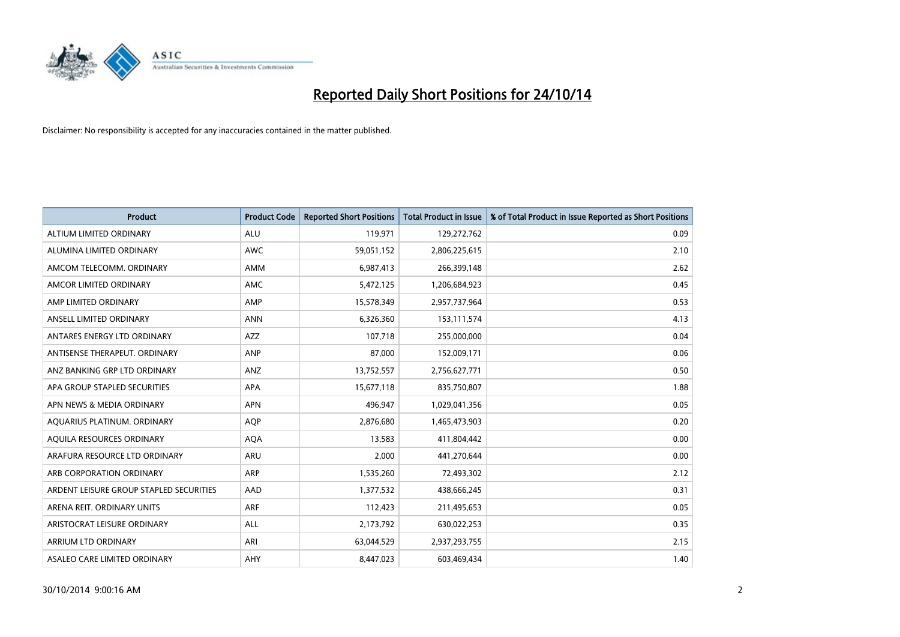# Reported Daily Short Positions for 24/10/14

Disclaimer: No responsibility is accepted for any inaccuracies contained in the matter published.

| Product | Product Code | Reported Short Positions | Total Product in Issue | % of Total Product in Issue Reported as Short Positions |
|---|---|---|---|---|
| ALTIUM LIMITED ORDINARY | ALU | 119,971 | 129,272,762 | 0.09 |
| ALUMINA LIMITED ORDINARY | AWC | 59,051,152 | 2,806,225,615 | 2.10 |
| AMCOM TELECOMM. ORDINARY | AMM | 6,987,413 | 266,399,148 | 2.62 |
| AMCOR LIMITED ORDINARY | AMC | 5,472,125 | 1,206,684,923 | 0.45 |
| AMP LIMITED ORDINARY | AMP | 15,578,349 | 2,957,737,964 | 0.53 |
| ANSELL LIMITED ORDINARY | ANN | 6,326,360 | 153,111,574 | 4.13 |
| ANTARES ENERGY LTD ORDINARY | AZZ | 107,718 | 255,000,000 | 0.04 |
| ANTISENSE THERAPEUT. ORDINARY | ANP | 87,000 | 152,009,171 | 0.06 |
| ANZ BANKING GRP LTD ORDINARY | ANZ | 13,752,557 | 2,756,627,771 | 0.50 |
| APA GROUP STAPLED SECURITIES | APA | 15,677,118 | 835,750,807 | 1.88 |
| APN NEWS & MEDIA ORDINARY | APN | 496,947 | 1,029,041,356 | 0.05 |
| AQUARIUS PLATINUM. ORDINARY | AQP | 2,876,680 | 1,465,473,903 | 0.20 |
| AQUILA RESOURCES ORDINARY | AQA | 13,583 | 411,804,442 | 0.00 |
| ARAFURA RESOURCE LTD ORDINARY | ARU | 2,000 | 441,270,644 | 0.00 |
| ARB CORPORATION ORDINARY | ARP | 1,535,260 | 72,493,302 | 2.12 |
| ARDENT LEISURE GROUP STAPLED SECURITIES | AAD | 1,377,532 | 438,666,245 | 0.31 |
| ARENA REIT. ORDINARY UNITS | ARF | 112,423 | 211,495,653 | 0.05 |
| ARISTOCRAT LEISURE ORDINARY | ALL | 2,173,792 | 630,022,253 | 0.35 |
| ARRIUM LTD ORDINARY | ARI | 63,044,529 | 2,937,293,755 | 2.15 |
| ASALEO CARE LIMITED ORDINARY | AHY | 8,447,023 | 603,469,434 | 1.40 |

30/10/2014 9:00:16 AM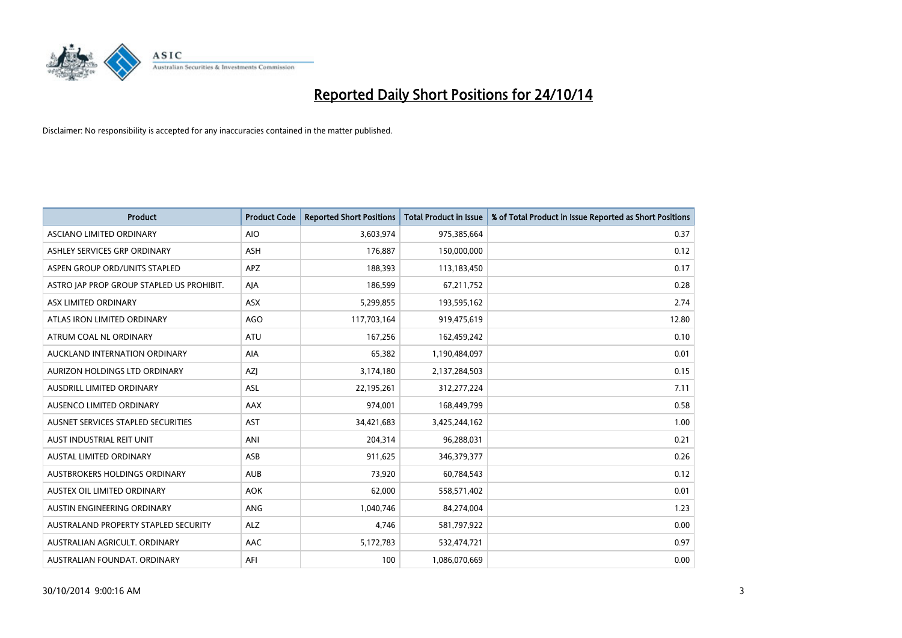# Reported Daily Short Positions for 24/10/14

Disclaimer: No responsibility is accepted for any inaccuracies contained in the matter published.

| Product | Product Code | Reported Short Positions | Total Product in Issue | % of Total Product in Issue Reported as Short Positions |
|---|---|---|---|---|
| ASCIANO LIMITED ORDINARY | AIO | 3,603,974 | 975,385,664 | 0.37 |
| ASHLEY SERVICES GRP ORDINARY | ASH | 176,887 | 150,000,000 | 0.12 |
| ASPEN GROUP ORD/UNITS STAPLED | APZ | 188,393 | 113,183,450 | 0.17 |
| ASTRO JAP PROP GROUP STAPLED US PROHIBIT. | AJA | 186,599 | 67,211,752 | 0.28 |
| ASX LIMITED ORDINARY | ASX | 5,299,855 | 193,595,162 | 2.74 |
| ATLAS IRON LIMITED ORDINARY | AGO | 117,703,164 | 919,475,619 | 12.80 |
| ATRUM COAL NL ORDINARY | ATU | 167,256 | 162,459,242 | 0.10 |
| AUCKLAND INTERNATION ORDINARY | AIA | 65,382 | 1,190,484,097 | 0.01 |
| AURIZON HOLDINGS LTD ORDINARY | AZJ | 3,174,180 | 2,137,284,503 | 0.15 |
| AUSDRILL LIMITED ORDINARY | ASL | 22,195,261 | 312,277,224 | 7.11 |
| AUSENCO LIMITED ORDINARY | AAX | 974,001 | 168,449,799 | 0.58 |
| AUSNET SERVICES STAPLED SECURITIES | AST | 34,421,683 | 3,425,244,162 | 1.00 |
| AUST INDUSTRIAL REIT UNIT | ANI | 204,314 | 96,288,031 | 0.21 |
| AUSTAL LIMITED ORDINARY | ASB | 911,625 | 346,379,377 | 0.26 |
| AUSTBROKERS HOLDINGS ORDINARY | AUB | 73,920 | 60,784,543 | 0.12 |
| AUSTEX OIL LIMITED ORDINARY | AOK | 62,000 | 558,571,402 | 0.01 |
| AUSTIN ENGINEERING ORDINARY | ANG | 1,040,746 | 84,274,004 | 1.23 |
| AUSTRALAND PROPERTY STAPLED SECURITY | ALZ | 4,746 | 581,797,922 | 0.00 |
| AUSTRALIAN AGRICULT. ORDINARY | AAC | 5,172,783 | 532,474,721 | 0.97 |
| AUSTRALIAN FOUNDAT. ORDINARY | AFI | 100 | 1,086,070,669 | 0.00 |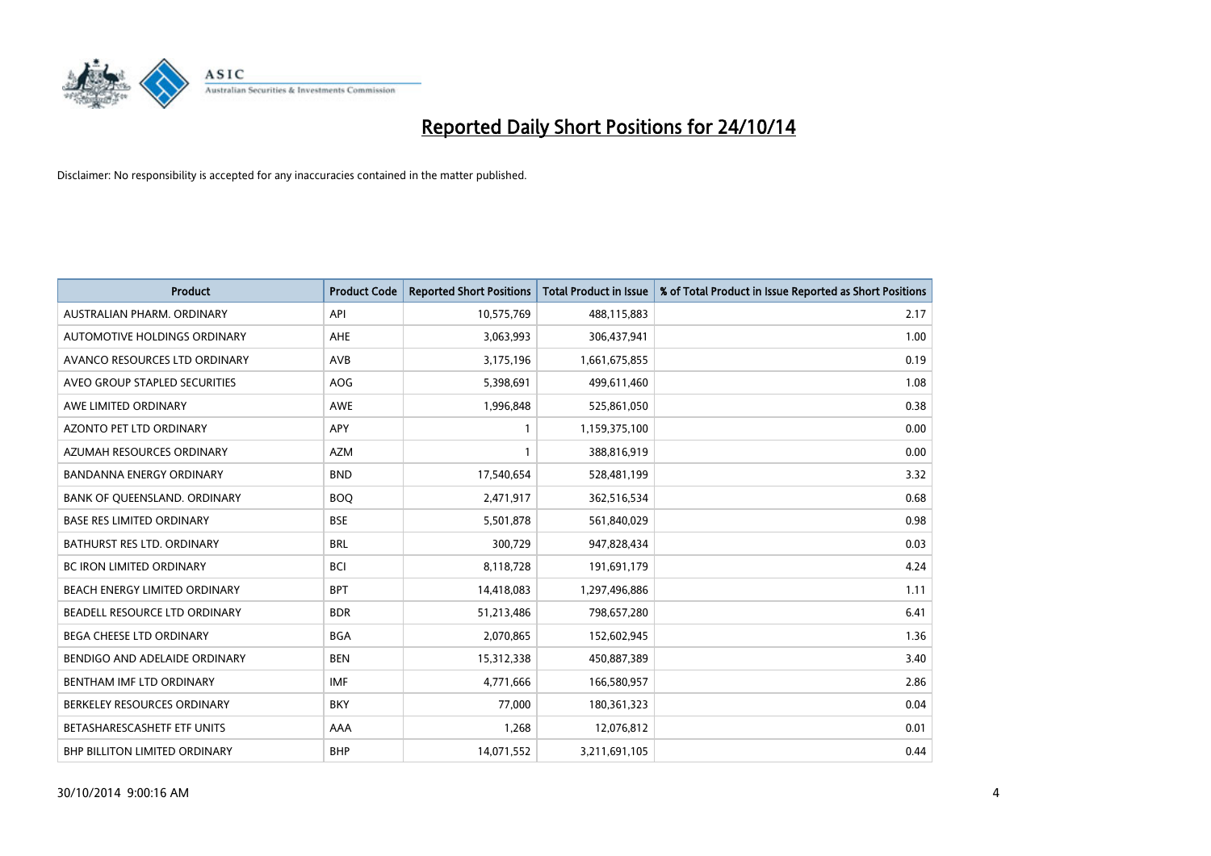# Reported Daily Short Positions for 24/10/14

Disclaimer: No responsibility is accepted for any inaccuracies contained in the matter published.

| Product | Product Code | Reported Short Positions | Total Product in Issue | % of Total Product in Issue Reported as Short Positions |
|---|---|---|---|---|
| AUSTRALIAN PHARM. ORDINARY | API | 10,575,769 | 488,115,883 | 2.17 |
| AUTOMOTIVE HOLDINGS ORDINARY | AHE | 3,063,993 | 306,437,941 | 1.00 |
| AVANCO RESOURCES LTD ORDINARY | AVB | 3,175,196 | 1,661,675,855 | 0.19 |
| AVEO GROUP STAPLED SECURITIES | AOG | 5,398,691 | 499,611,460 | 1.08 |
| AWE LIMITED ORDINARY | AWE | 1,996,848 | 525,861,050 | 0.38 |
| AZONTO PET LTD ORDINARY | APY | 1 | 1,159,375,100 | 0.00 |
| AZUMAH RESOURCES ORDINARY | AZM | 1 | 388,816,919 | 0.00 |
| BANDANNA ENERGY ORDINARY | BND | 17,540,654 | 528,481,199 | 3.32 |
| BANK OF QUEENSLAND. ORDINARY | BOQ | 2,471,917 | 362,516,534 | 0.68 |
| BASE RES LIMITED ORDINARY | BSE | 5,501,878 | 561,840,029 | 0.98 |
| BATHURST RES LTD. ORDINARY | BRL | 300,729 | 947,828,434 | 0.03 |
| BC IRON LIMITED ORDINARY | BCI | 8,118,728 | 191,691,179 | 4.24 |
| BEACH ENERGY LIMITED ORDINARY | BPT | 14,418,083 | 1,297,496,886 | 1.11 |
| BEADELL RESOURCE LTD ORDINARY | BDR | 51,213,486 | 798,657,280 | 6.41 |
| BEGA CHEESE LTD ORDINARY | BGA | 2,070,865 | 152,602,945 | 1.36 |
| BENDIGO AND ADELAIDE ORDINARY | BEN | 15,312,338 | 450,887,389 | 3.40 |
| BENTHAM IMF LTD ORDINARY | IMF | 4,771,666 | 166,580,957 | 2.86 |
| BERKELEY RESOURCES ORDINARY | BKY | 77,000 | 180,361,323 | 0.04 |
| BETASHARESCASHETF ETF UNITS | AAA | 1,268 | 12,076,812 | 0.01 |
| BHP BILLITON LIMITED ORDINARY | BHP | 14,071,552 | 3,211,691,105 | 0.44 |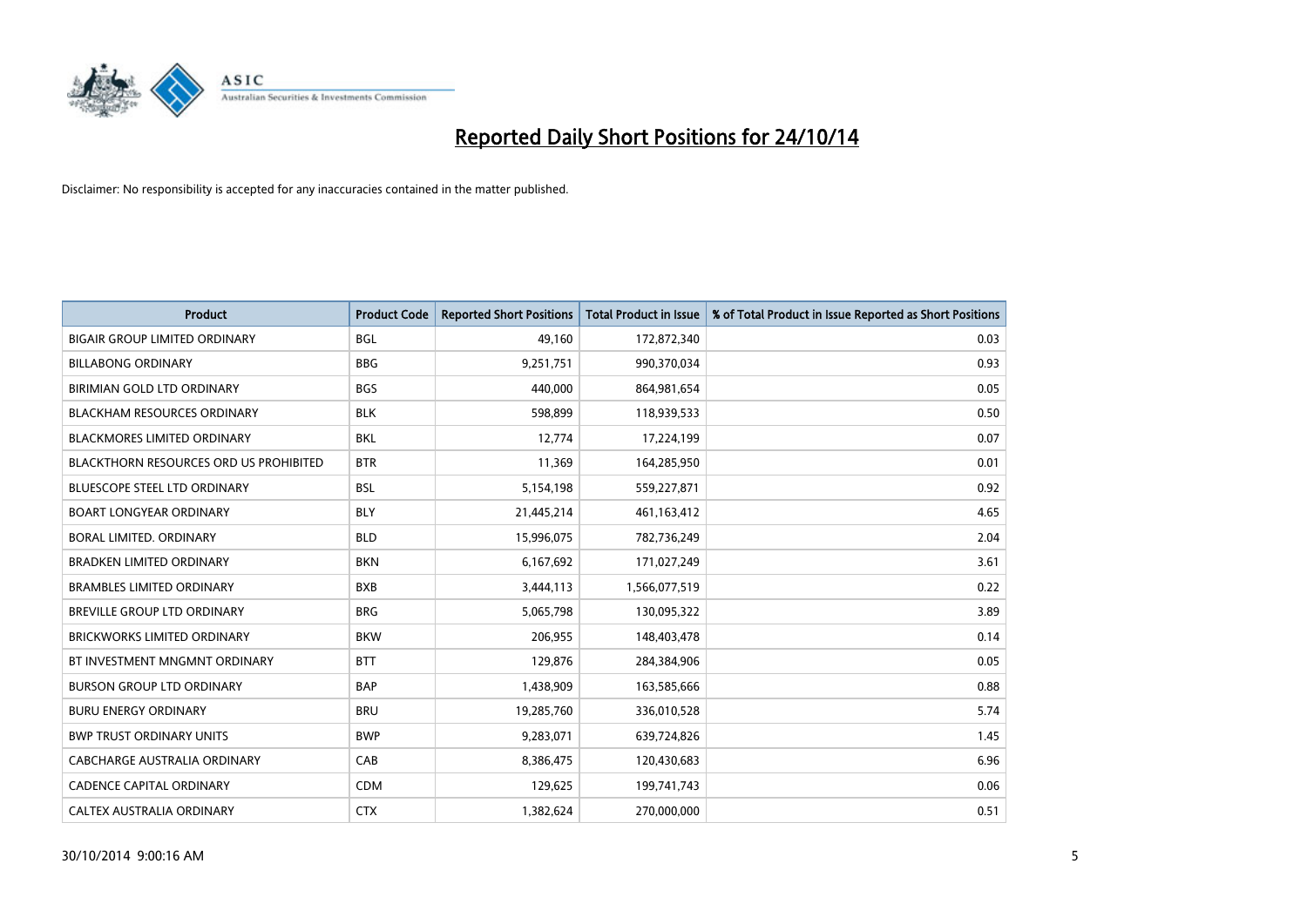# Reported Daily Short Positions for 24/10/14

Disclaimer: No responsibility is accepted for any inaccuracies contained in the matter published.

| Product | Product Code | Reported Short Positions | Total Product in Issue | % of Total Product in Issue Reported as Short Positions |
|---|---|---|---|---|
| BIGAIR GROUP LIMITED ORDINARY | BGL | 49,160 | 172,872,340 | 0.03 |
| BILLABONG ORDINARY | BBG | 9,251,751 | 990,370,034 | 0.93 |
| BIRIMIAN GOLD LTD ORDINARY | BGS | 440,000 | 864,981,654 | 0.05 |
| BLACKHAM RESOURCES ORDINARY | BLK | 598,899 | 118,939,533 | 0.50 |
| BLACKMORES LIMITED ORDINARY | BKL | 12,774 | 17,224,199 | 0.07 |
| BLACKTHORN RESOURCES ORD US PROHIBITED | BTR | 11,369 | 164,285,950 | 0.01 |
| BLUESCOPE STEEL LTD ORDINARY | BSL | 5,154,198 | 559,227,871 | 0.92 |
| BOART LONGYEAR ORDINARY | BLY | 21,445,214 | 461,163,412 | 4.65 |
| BORAL LIMITED. ORDINARY | BLD | 15,996,075 | 782,736,249 | 2.04 |
| BRADKEN LIMITED ORDINARY | BKN | 6,167,692 | 171,027,249 | 3.61 |
| BRAMBLES LIMITED ORDINARY | BXB | 3,444,113 | 1,566,077,519 | 0.22 |
| BREVILLE GROUP LTD ORDINARY | BRG | 5,065,798 | 130,095,322 | 3.89 |
| BRICKWORKS LIMITED ORDINARY | BKW | 206,955 | 148,403,478 | 0.14 |
| BT INVESTMENT MNGMNT ORDINARY | BTT | 129,876 | 284,384,906 | 0.05 |
| BURSON GROUP LTD ORDINARY | BAP | 1,438,909 | 163,585,666 | 0.88 |
| BURU ENERGY ORDINARY | BRU | 19,285,760 | 336,010,528 | 5.74 |
| BWP TRUST ORDINARY UNITS | BWP | 9,283,071 | 639,724,826 | 1.45 |
| CABCHARGE AUSTRALIA ORDINARY | CAB | 8,386,475 | 120,430,683 | 6.96 |
| CADENCE CAPITAL ORDINARY | CDM | 129,625 | 199,741,743 | 0.06 |
| CALTEX AUSTRALIA ORDINARY | CTX | 1,382,624 | 270,000,000 | 0.51 |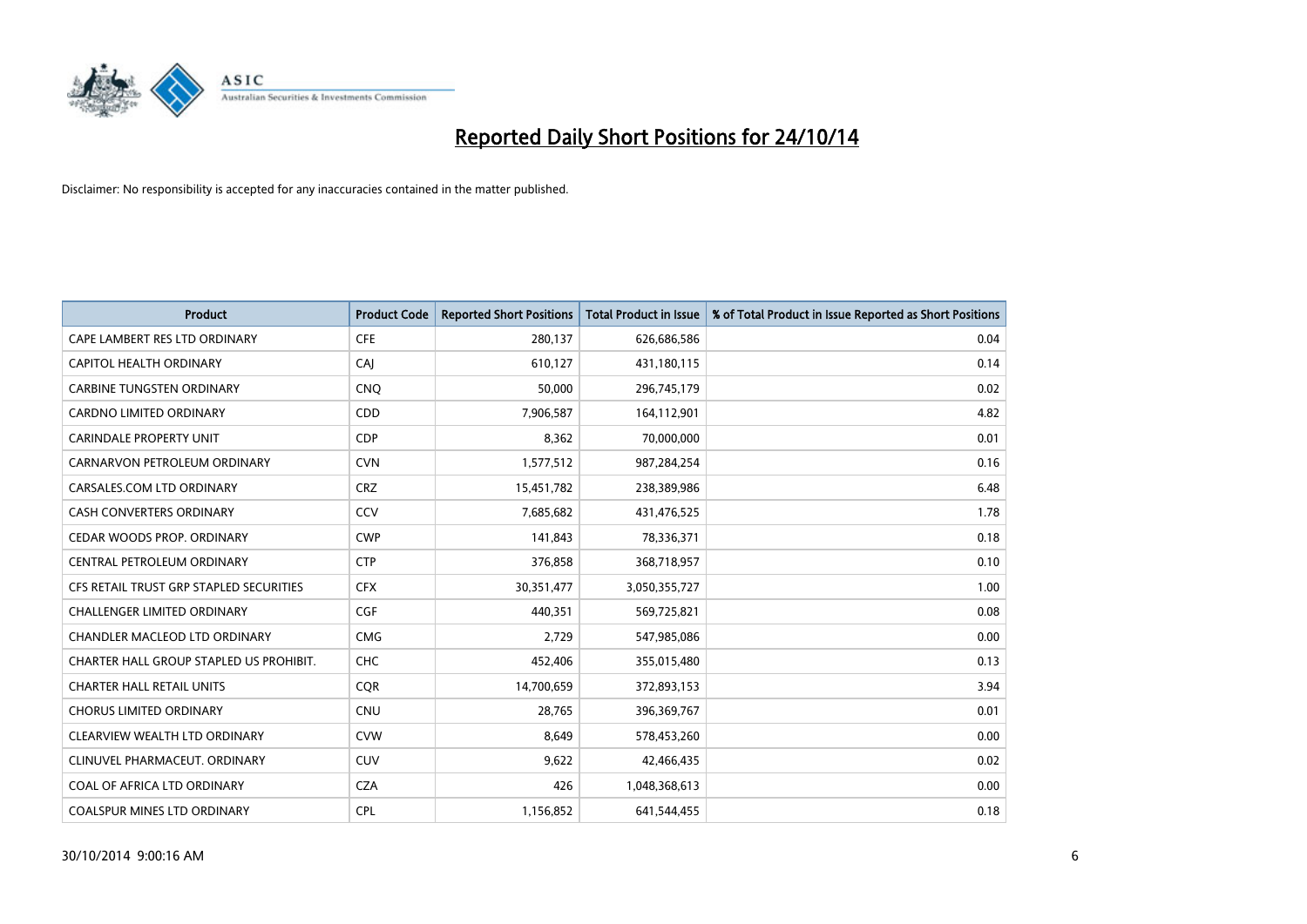# Reported Daily Short Positions for 24/10/14

Disclaimer: No responsibility is accepted for any inaccuracies contained in the matter published.

| Product | Product Code | Reported Short Positions | Total Product in Issue | % of Total Product in Issue Reported as Short Positions |
|---|---|---|---|---|
| CAPE LAMBERT RES LTD ORDINARY | CFE | 280,137 | 626,686,586 | 0.04 |
| CAPITOL HEALTH ORDINARY | CAJ | 610,127 | 431,180,115 | 0.14 |
| CARBINE TUNGSTEN ORDINARY | CNQ | 50,000 | 296,745,179 | 0.02 |
| CARDNO LIMITED ORDINARY | CDD | 7,906,587 | 164,112,901 | 4.82 |
| CARINDALE PROPERTY UNIT | CDP | 8,362 | 70,000,000 | 0.01 |
| CARNARVON PETROLEUM ORDINARY | CVN | 1,577,512 | 987,284,254 | 0.16 |
| CARSALES.COM LTD ORDINARY | CRZ | 15,451,782 | 238,389,986 | 6.48 |
| CASH CONVERTERS ORDINARY | CCV | 7,685,682 | 431,476,525 | 1.78 |
| CEDAR WOODS PROP. ORDINARY | CWP | 141,843 | 78,336,371 | 0.18 |
| CENTRAL PETROLEUM ORDINARY | CTP | 376,858 | 368,718,957 | 0.10 |
| CFS RETAIL TRUST GRP STAPLED SECURITIES | CFX | 30,351,477 | 3,050,355,727 | 1.00 |
| CHALLENGER LIMITED ORDINARY | CGF | 440,351 | 569,725,821 | 0.08 |
| CHANDLER MACLEOD LTD ORDINARY | CMG | 2,729 | 547,985,086 | 0.00 |
| CHARTER HALL GROUP STAPLED US PROHIBIT. | CHC | 452,406 | 355,015,480 | 0.13 |
| CHARTER HALL RETAIL UNITS | CQR | 14,700,659 | 372,893,153 | 3.94 |
| CHORUS LIMITED ORDINARY | CNU | 28,765 | 396,369,767 | 0.01 |
| CLEARVIEW WEALTH LTD ORDINARY | CVW | 8,649 | 578,453,260 | 0.00 |
| CLINUVEL PHARMACEUT. ORDINARY | CUV | 9,622 | 42,466,435 | 0.02 |
| COAL OF AFRICA LTD ORDINARY | CZA | 426 | 1,048,368,613 | 0.00 |
| COALSPUR MINES LTD ORDINARY | CPL | 1,156,852 | 641,544,455 | 0.18 |

30/10/2014 9:00:16 AM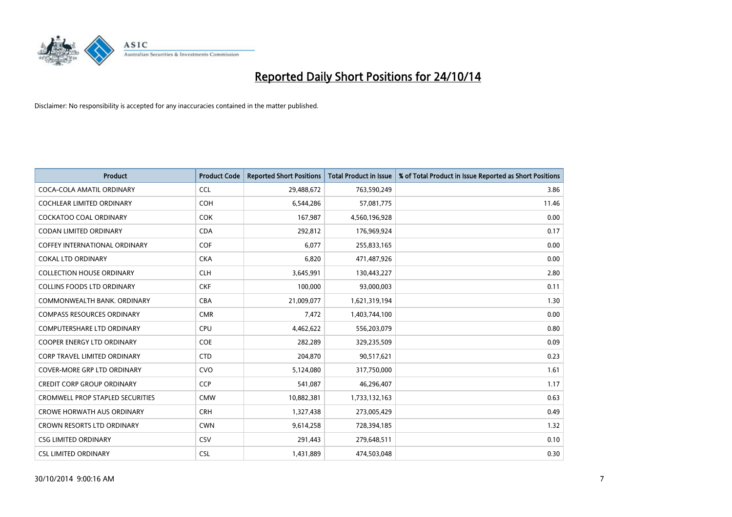# Reported Daily Short Positions for 24/10/14

Disclaimer: No responsibility is accepted for any inaccuracies contained in the matter published.

| Product | Product Code | Reported Short Positions | Total Product in Issue | % of Total Product in Issue Reported as Short Positions |
|---|---|---|---|---|
| COCA-COLA AMATIL ORDINARY | CCL | 29,488,672 | 763,590,249 | 3.86 |
| COCHLEAR LIMITED ORDINARY | COH | 6,544,286 | 57,081,775 | 11.46 |
| COCKATOO COAL ORDINARY | COK | 167,987 | 4,560,196,928 | 0.00 |
| CODAN LIMITED ORDINARY | CDA | 292,812 | 176,969,924 | 0.17 |
| COFFEY INTERNATIONAL ORDINARY | COF | 6,077 | 255,833,165 | 0.00 |
| COKAL LTD ORDINARY | CKA | 6,820 | 471,487,926 | 0.00 |
| COLLECTION HOUSE ORDINARY | CLH | 3,645,991 | 130,443,227 | 2.80 |
| COLLINS FOODS LTD ORDINARY | CKF | 100,000 | 93,000,003 | 0.11 |
| COMMONWEALTH BANK. ORDINARY | CBA | 21,009,077 | 1,621,319,194 | 1.30 |
| COMPASS RESOURCES ORDINARY | CMR | 7,472 | 1,403,744,100 | 0.00 |
| COMPUTERSHARE LTD ORDINARY | CPU | 4,462,622 | 556,203,079 | 0.80 |
| COOPER ENERGY LTD ORDINARY | COE | 282,289 | 329,235,509 | 0.09 |
| CORP TRAVEL LIMITED ORDINARY | CTD | 204,870 | 90,517,621 | 0.23 |
| COVER-MORE GRP LTD ORDINARY | CVO | 5,124,080 | 317,750,000 | 1.61 |
| CREDIT CORP GROUP ORDINARY | CCP | 541,087 | 46,296,407 | 1.17 |
| CROMWELL PROP STAPLED SECURITIES | CMW | 10,882,381 | 1,733,132,163 | 0.63 |
| CROWE HORWATH AUS ORDINARY | CRH | 1,327,438 | 273,005,429 | 0.49 |
| CROWN RESORTS LTD ORDINARY | CWN | 9,614,258 | 728,394,185 | 1.32 |
| CSG LIMITED ORDINARY | CSV | 291,443 | 279,648,511 | 0.10 |
| CSL LIMITED ORDINARY | CSL | 1,431,889 | 474,503,048 | 0.30 |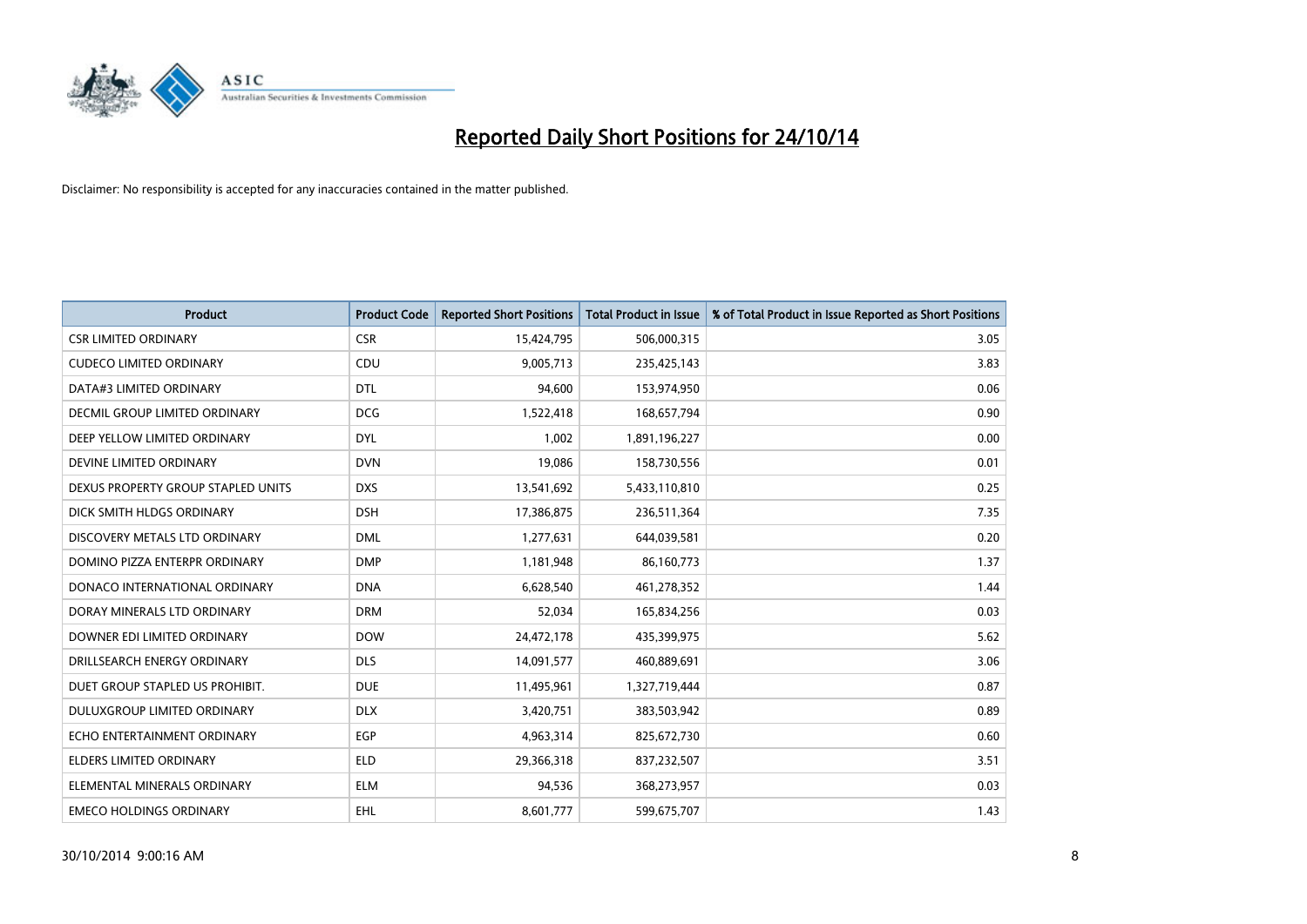# Reported Daily Short Positions for 24/10/14

Disclaimer: No responsibility is accepted for any inaccuracies contained in the matter published.

| Product | Product Code | Reported Short Positions | Total Product in Issue | % of Total Product in Issue Reported as Short Positions |
|---|---|---|---|---|
| CSR LIMITED ORDINARY | CSR | 15,424,795 | 506,000,315 | 3.05 |
| CUDECO LIMITED ORDINARY | CDU | 9,005,713 | 235,425,143 | 3.83 |
| DATA#3 LIMITED ORDINARY | DTL | 94,600 | 153,974,950 | 0.06 |
| DECMIL GROUP LIMITED ORDINARY | DCG | 1,522,418 | 168,657,794 | 0.90 |
| DEEP YELLOW LIMITED ORDINARY | DYL | 1,002 | 1,891,196,227 | 0.00 |
| DEVINE LIMITED ORDINARY | DVN | 19,086 | 158,730,556 | 0.01 |
| DEXUS PROPERTY GROUP STAPLED UNITS | DXS | 13,541,692 | 5,433,110,810 | 0.25 |
| DICK SMITH HLDGS ORDINARY | DSH | 17,386,875 | 236,511,364 | 7.35 |
| DISCOVERY METALS LTD ORDINARY | DML | 1,277,631 | 644,039,581 | 0.20 |
| DOMINO PIZZA ENTERPR ORDINARY | DMP | 1,181,948 | 86,160,773 | 1.37 |
| DONACO INTERNATIONAL ORDINARY | DNA | 6,628,540 | 461,278,352 | 1.44 |
| DORAY MINERALS LTD ORDINARY | DRM | 52,034 | 165,834,256 | 0.03 |
| DOWNER EDI LIMITED ORDINARY | DOW | 24,472,178 | 435,399,975 | 5.62 |
| DRILLSEARCH ENERGY ORDINARY | DLS | 14,091,577 | 460,889,691 | 3.06 |
| DUET GROUP STAPLED US PROHIBIT. | DUE | 11,495,961 | 1,327,719,444 | 0.87 |
| DULUXGROUP LIMITED ORDINARY | DLX | 3,420,751 | 383,503,942 | 0.89 |
| ECHO ENTERTAINMENT ORDINARY | EGP | 4,963,314 | 825,672,730 | 0.60 |
| ELDERS LIMITED ORDINARY | ELD | 29,366,318 | 837,232,507 | 3.51 |
| ELEMENTAL MINERALS ORDINARY | ELM | 94,536 | 368,273,957 | 0.03 |
| EMECO HOLDINGS ORDINARY | EHL | 8,601,777 | 599,675,707 | 1.43 |

30/10/2014 9:00:16 AM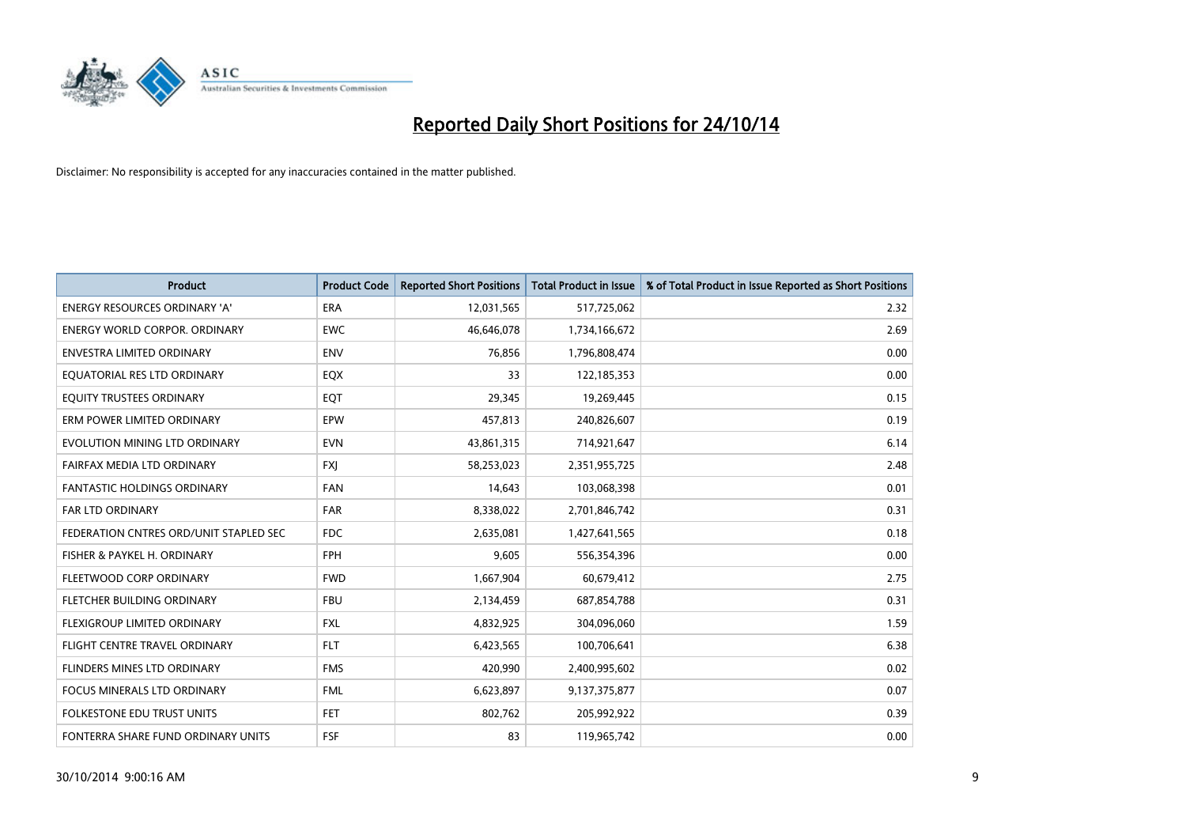# Reported Daily Short Positions for 24/10/14

Disclaimer: No responsibility is accepted for any inaccuracies contained in the matter published.

| Product | Product Code | Reported Short Positions | Total Product in Issue | % of Total Product in Issue Reported as Short Positions |
|---|---|---|---|---|
| ENERGY RESOURCES ORDINARY 'A' | ERA | 12,031,565 | 517,725,062 | 2.32 |
| ENERGY WORLD CORPOR. ORDINARY | EWC | 46,646,078 | 1,734,166,672 | 2.69 |
| ENVESTRA LIMITED ORDINARY | ENV | 76,856 | 1,796,808,474 | 0.00 |
| EQUATORIAL RES LTD ORDINARY | EQX | 33 | 122,185,353 | 0.00 |
| EQUITY TRUSTEES ORDINARY | EQT | 29,345 | 19,269,445 | 0.15 |
| ERM POWER LIMITED ORDINARY | EPW | 457,813 | 240,826,607 | 0.19 |
| EVOLUTION MINING LTD ORDINARY | EVN | 43,861,315 | 714,921,647 | 6.14 |
| FAIRFAX MEDIA LTD ORDINARY | FXJ | 58,253,023 | 2,351,955,725 | 2.48 |
| FANTASTIC HOLDINGS ORDINARY | FAN | 14,643 | 103,068,398 | 0.01 |
| FAR LTD ORDINARY | FAR | 8,338,022 | 2,701,846,742 | 0.31 |
| FEDERATION CNTRES ORD/UNIT STAPLED SEC | FDC | 2,635,081 | 1,427,641,565 | 0.18 |
| FISHER & PAYKEL H. ORDINARY | FPH | 9,605 | 556,354,396 | 0.00 |
| FLEETWOOD CORP ORDINARY | FWD | 1,667,904 | 60,679,412 | 2.75 |
| FLETCHER BUILDING ORDINARY | FBU | 2,134,459 | 687,854,788 | 0.31 |
| FLEXIGROUP LIMITED ORDINARY | FXL | 4,832,925 | 304,096,060 | 1.59 |
| FLIGHT CENTRE TRAVEL ORDINARY | FLT | 6,423,565 | 100,706,641 | 6.38 |
| FLINDERS MINES LTD ORDINARY | FMS | 420,990 | 2,400,995,602 | 0.02 |
| FOCUS MINERALS LTD ORDINARY | FML | 6,623,897 | 9,137,375,877 | 0.07 |
| FOLKESTONE EDU TRUST UNITS | FET | 802,762 | 205,992,922 | 0.39 |
| FONTERRA SHARE FUND ORDINARY UNITS | FSF | 83 | 119,965,742 | 0.00 |

30/10/2014 9:00:16 AM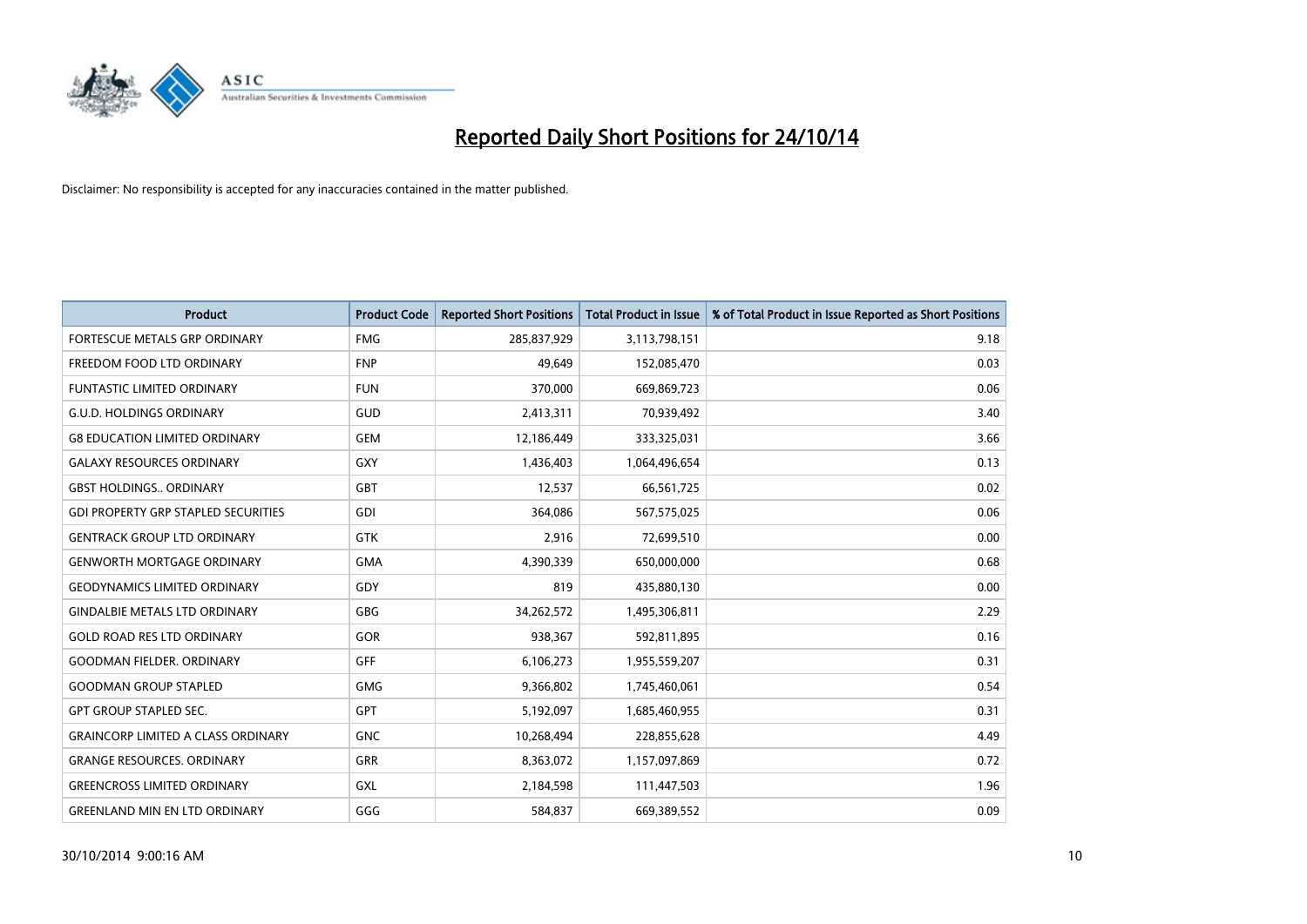# Reported Daily Short Positions for 24/10/14

Disclaimer: No responsibility is accepted for any inaccuracies contained in the matter published.

| Product | Product Code | Reported Short Positions | Total Product in Issue | % of Total Product in Issue Reported as Short Positions |
|---|---|---|---|---|
| FORTESCUE METALS GRP ORDINARY | FMG | 285,837,929 | 3,113,798,151 | 9.18 |
| FREEDOM FOOD LTD ORDINARY | FNP | 49,649 | 152,085,470 | 0.03 |
| FUNTASTIC LIMITED ORDINARY | FUN | 370,000 | 669,869,723 | 0.06 |
| G.U.D. HOLDINGS ORDINARY | GUD | 2,413,311 | 70,939,492 | 3.40 |
| G8 EDUCATION LIMITED ORDINARY | GEM | 12,186,449 | 333,325,031 | 3.66 |
| GALAXY RESOURCES ORDINARY | GXY | 1,436,403 | 1,064,496,654 | 0.13 |
| GBST HOLDINGS.. ORDINARY | GBT | 12,537 | 66,561,725 | 0.02 |
| GDI PROPERTY GRP STAPLED SECURITIES | GDI | 364,086 | 567,575,025 | 0.06 |
| GENTRACK GROUP LTD ORDINARY | GTK | 2,916 | 72,699,510 | 0.00 |
| GENWORTH MORTGAGE ORDINARY | GMA | 4,390,339 | 650,000,000 | 0.68 |
| GEODYNAMICS LIMITED ORDINARY | GDY | 819 | 435,880,130 | 0.00 |
| GINDALBIE METALS LTD ORDINARY | GBG | 34,262,572 | 1,495,306,811 | 2.29 |
| GOLD ROAD RES LTD ORDINARY | GOR | 938,367 | 592,811,895 | 0.16 |
| GOODMAN FIELDER. ORDINARY | GFF | 6,106,273 | 1,955,559,207 | 0.31 |
| GOODMAN GROUP STAPLED | GMG | 9,366,802 | 1,745,460,061 | 0.54 |
| GPT GROUP STAPLED SEC. | GPT | 5,192,097 | 1,685,460,955 | 0.31 |
| GRAINCORP LIMITED A CLASS ORDINARY | GNC | 10,268,494 | 228,855,628 | 4.49 |
| GRANGE RESOURCES. ORDINARY | GRR | 8,363,072 | 1,157,097,869 | 0.72 |
| GREENCROSS LIMITED ORDINARY | GXL | 2,184,598 | 111,447,503 | 1.96 |
| GREENLAND MIN EN LTD ORDINARY | GGG | 584,837 | 669,389,552 | 0.09 |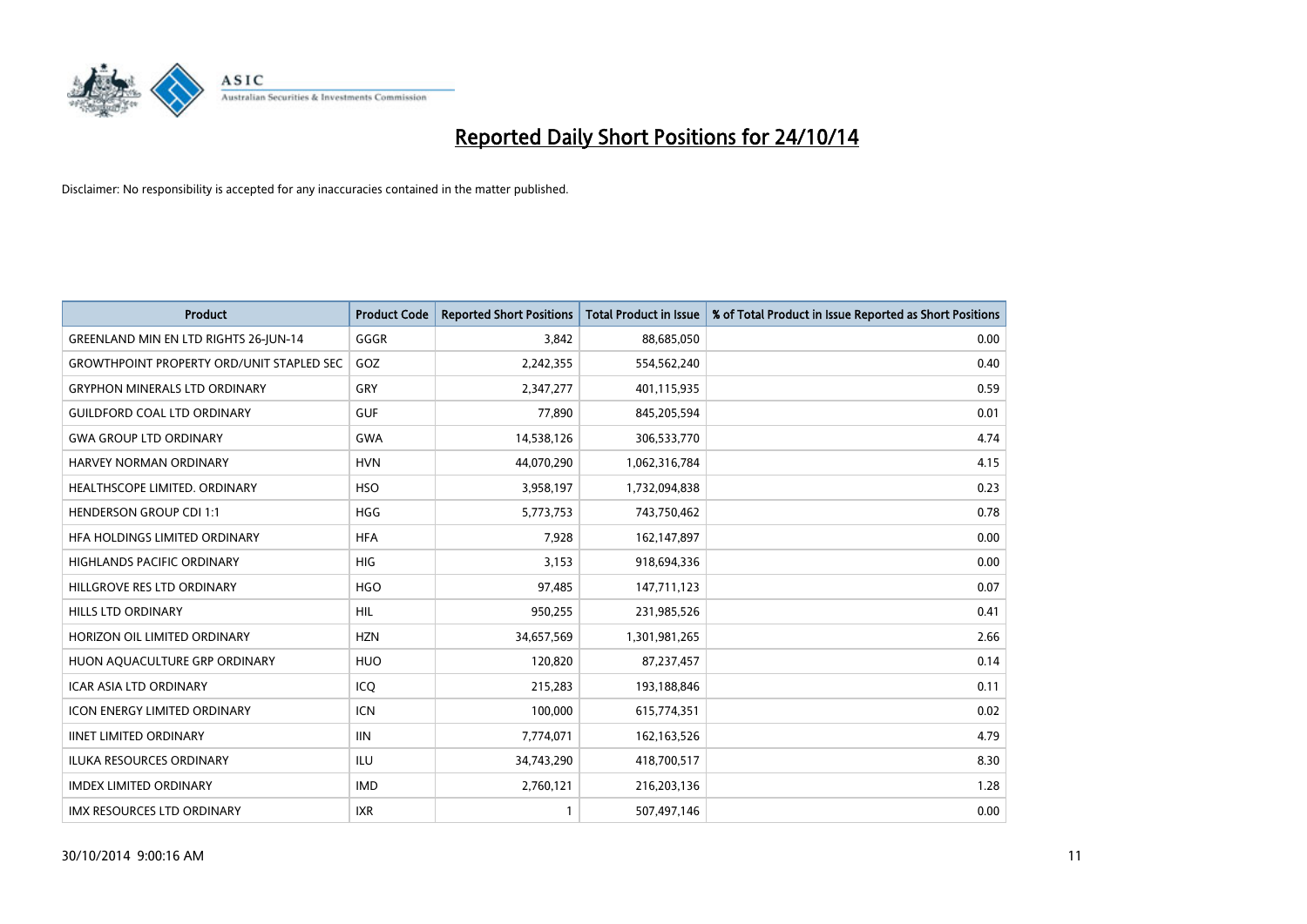# Reported Daily Short Positions for 24/10/14

Disclaimer: No responsibility is accepted for any inaccuracies contained in the matter published.

| Product | Product Code | Reported Short Positions | Total Product in Issue | % of Total Product in Issue Reported as Short Positions |
|---|---|---|---|---|
| GREENLAND MIN EN LTD RIGHTS 26-JUN-14 | GGGR | 3,842 | 88,685,050 | 0.00 |
| GROWTHPOINT PROPERTY ORD/UNIT STAPLED SEC | GOZ | 2,242,355 | 554,562,240 | 0.40 |
| GRYPHON MINERALS LTD ORDINARY | GRY | 2,347,277 | 401,115,935 | 0.59 |
| GUILDFORD COAL LTD ORDINARY | GUF | 77,890 | 845,205,594 | 0.01 |
| GWA GROUP LTD ORDINARY | GWA | 14,538,126 | 306,533,770 | 4.74 |
| HARVEY NORMAN ORDINARY | HVN | 44,070,290 | 1,062,316,784 | 4.15 |
| HEALTHSCOPE LIMITED. ORDINARY | HSO | 3,958,197 | 1,732,094,838 | 0.23 |
| HENDERSON GROUP CDI 1:1 | HGG | 5,773,753 | 743,750,462 | 0.78 |
| HFA HOLDINGS LIMITED ORDINARY | HFA | 7,928 | 162,147,897 | 0.00 |
| HIGHLANDS PACIFIC ORDINARY | HIG | 3,153 | 918,694,336 | 0.00 |
| HILLGROVE RES LTD ORDINARY | HGO | 97,485 | 147,711,123 | 0.07 |
| HILLS LTD ORDINARY | HIL | 950,255 | 231,985,526 | 0.41 |
| HORIZON OIL LIMITED ORDINARY | HZN | 34,657,569 | 1,301,981,265 | 2.66 |
| HUON AQUACULTURE GRP ORDINARY | HUO | 120,820 | 87,237,457 | 0.14 |
| ICAR ASIA LTD ORDINARY | ICQ | 215,283 | 193,188,846 | 0.11 |
| ICON ENERGY LIMITED ORDINARY | ICN | 100,000 | 615,774,351 | 0.02 |
| IINET LIMITED ORDINARY | IIN | 7,774,071 | 162,163,526 | 4.79 |
| ILUKA RESOURCES ORDINARY | ILU | 34,743,290 | 418,700,517 | 8.30 |
| IMDEX LIMITED ORDINARY | IMD | 2,760,121 | 216,203,136 | 1.28 |
| IMX RESOURCES LTD ORDINARY | IXR | 1 | 507,497,146 | 0.00 |

30/10/2014 9:00:16 AM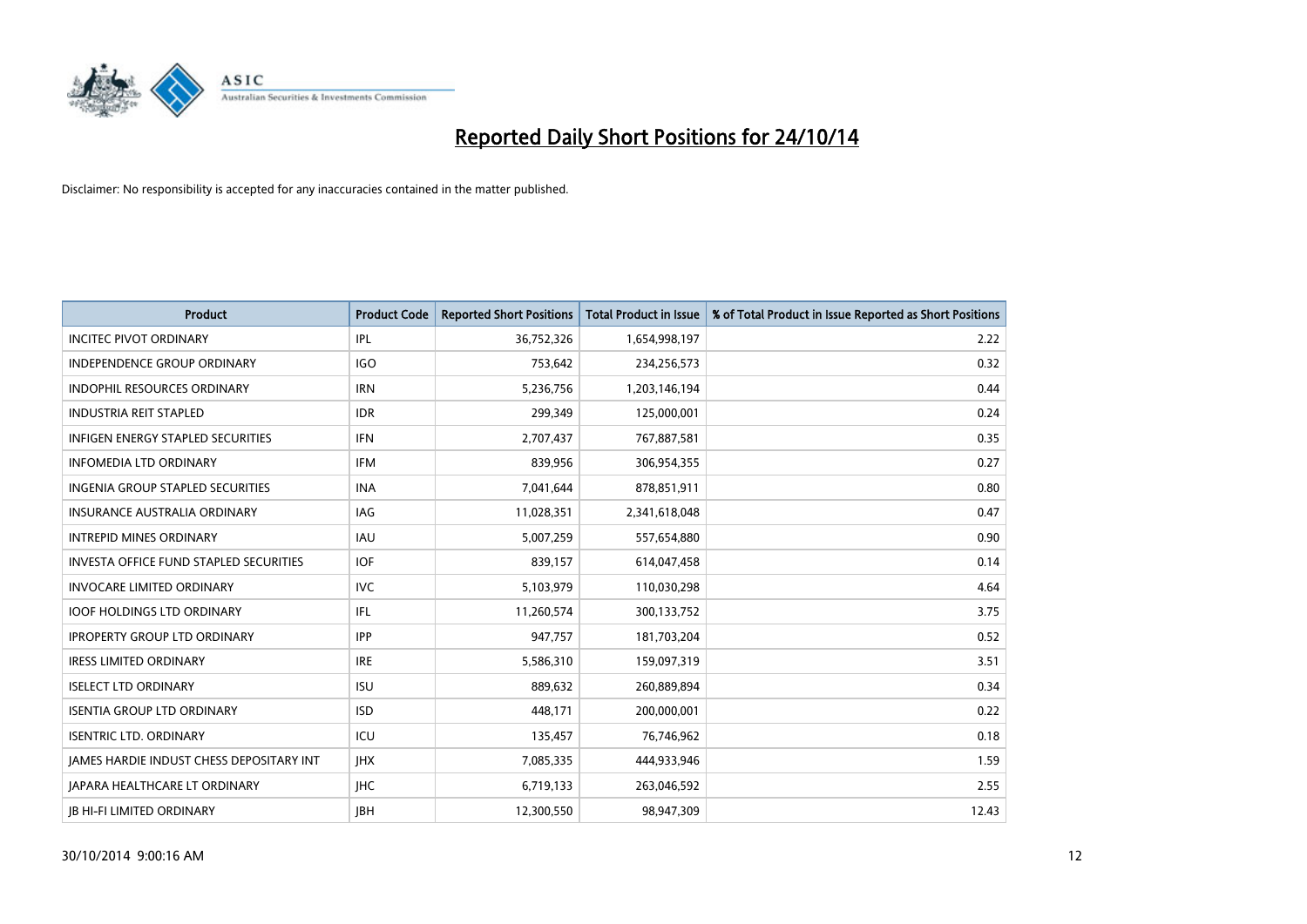# Reported Daily Short Positions for 24/10/14

Disclaimer: No responsibility is accepted for any inaccuracies contained in the matter published.

| Product | Product Code | Reported Short Positions | Total Product in Issue | % of Total Product in Issue Reported as Short Positions |
|---|---|---|---|---|
| INCITEC PIVOT ORDINARY | IPL | 36,752,326 | 1,654,998,197 | 2.22 |
| INDEPENDENCE GROUP ORDINARY | IGO | 753,642 | 234,256,573 | 0.32 |
| INDOPHIL RESOURCES ORDINARY | IRN | 5,236,756 | 1,203,146,194 | 0.44 |
| INDUSTRIA REIT STAPLED | IDR | 299,349 | 125,000,001 | 0.24 |
| INFIGEN ENERGY STAPLED SECURITIES | IFN | 2,707,437 | 767,887,581 | 0.35 |
| INFOMEDIA LTD ORDINARY | IFM | 839,956 | 306,954,355 | 0.27 |
| INGENIA GROUP STAPLED SECURITIES | INA | 7,041,644 | 878,851,911 | 0.80 |
| INSURANCE AUSTRALIA ORDINARY | IAG | 11,028,351 | 2,341,618,048 | 0.47 |
| INTREPID MINES ORDINARY | IAU | 5,007,259 | 557,654,880 | 0.90 |
| INVESTA OFFICE FUND STAPLED SECURITIES | IOF | 839,157 | 614,047,458 | 0.14 |
| INVOCARE LIMITED ORDINARY | IVC | 5,103,979 | 110,030,298 | 4.64 |
| IOOF HOLDINGS LTD ORDINARY | IFL | 11,260,574 | 300,133,752 | 3.75 |
| IPROPERTY GROUP LTD ORDINARY | IPP | 947,757 | 181,703,204 | 0.52 |
| IRESS LIMITED ORDINARY | IRE | 5,586,310 | 159,097,319 | 3.51 |
| ISELECT LTD ORDINARY | ISU | 889,632 | 260,889,894 | 0.34 |
| ISENTIA GROUP LTD ORDINARY | ISD | 448,171 | 200,000,001 | 0.22 |
| ISENTRIC LTD. ORDINARY | ICU | 135,457 | 76,746,962 | 0.18 |
| JAMES HARDIE INDUST CHESS DEPOSITARY INT | JHX | 7,085,335 | 444,933,946 | 1.59 |
| JAPARA HEALTHCARE LT ORDINARY | JHC | 6,719,133 | 263,046,592 | 2.55 |
| JB HI-FI LIMITED ORDINARY | JBH | 12,300,550 | 98,947,309 | 12.43 |

30/10/2014 9:00:16 AM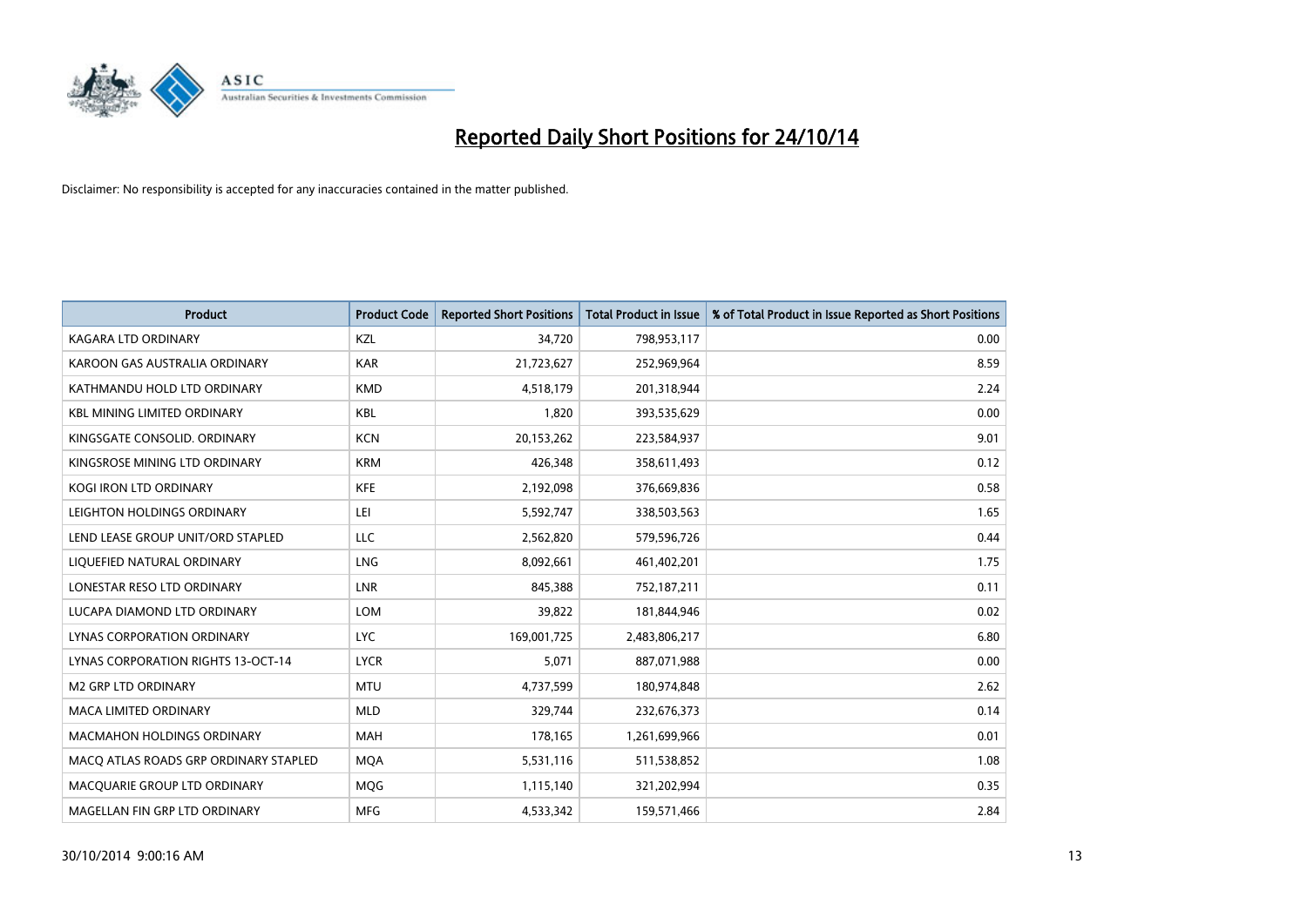# Reported Daily Short Positions for 24/10/14

Disclaimer: No responsibility is accepted for any inaccuracies contained in the matter published.

| Product | Product Code | Reported Short Positions | Total Product in Issue | % of Total Product in Issue Reported as Short Positions |
|---|---|---|---|---|
| KAGARA LTD ORDINARY | KZL | 34,720 | 798,953,117 | 0.00 |
| KAROON GAS AUSTRALIA ORDINARY | KAR | 21,723,627 | 252,969,964 | 8.59 |
| KATHMANDU HOLD LTD ORDINARY | KMD | 4,518,179 | 201,318,944 | 2.24 |
| KBL MINING LIMITED ORDINARY | KBL | 1,820 | 393,535,629 | 0.00 |
| KINGSGATE CONSOLID. ORDINARY | KCN | 20,153,262 | 223,584,937 | 9.01 |
| KINGSROSE MINING LTD ORDINARY | KRM | 426,348 | 358,611,493 | 0.12 |
| KOGI IRON LTD ORDINARY | KFE | 2,192,098 | 376,669,836 | 0.58 |
| LEIGHTON HOLDINGS ORDINARY | LEI | 5,592,747 | 338,503,563 | 1.65 |
| LEND LEASE GROUP UNIT/ORD STAPLED | LLC | 2,562,820 | 579,596,726 | 0.44 |
| LIQUEFIED NATURAL ORDINARY | LNG | 8,092,661 | 461,402,201 | 1.75 |
| LONESTAR RESO LTD ORDINARY | LNR | 845,388 | 752,187,211 | 0.11 |
| LUCAPA DIAMOND LTD ORDINARY | LOM | 39,822 | 181,844,946 | 0.02 |
| LYNAS CORPORATION ORDINARY | LYC | 169,001,725 | 2,483,806,217 | 6.80 |
| LYNAS CORPORATION RIGHTS 13-OCT-14 | LYCR | 5,071 | 887,071,988 | 0.00 |
| M2 GRP LTD ORDINARY | MTU | 4,737,599 | 180,974,848 | 2.62 |
| MACA LIMITED ORDINARY | MLD | 329,744 | 232,676,373 | 0.14 |
| MACMAHON HOLDINGS ORDINARY | MAH | 178,165 | 1,261,699,966 | 0.01 |
| MACQ ATLAS ROADS GRP ORDINARY STAPLED | MQA | 5,531,116 | 511,538,852 | 1.08 |
| MACQUARIE GROUP LTD ORDINARY | MQG | 1,115,140 | 321,202,994 | 0.35 |
| MAGELLAN FIN GRP LTD ORDINARY | MFG | 4,533,342 | 159,571,466 | 2.84 |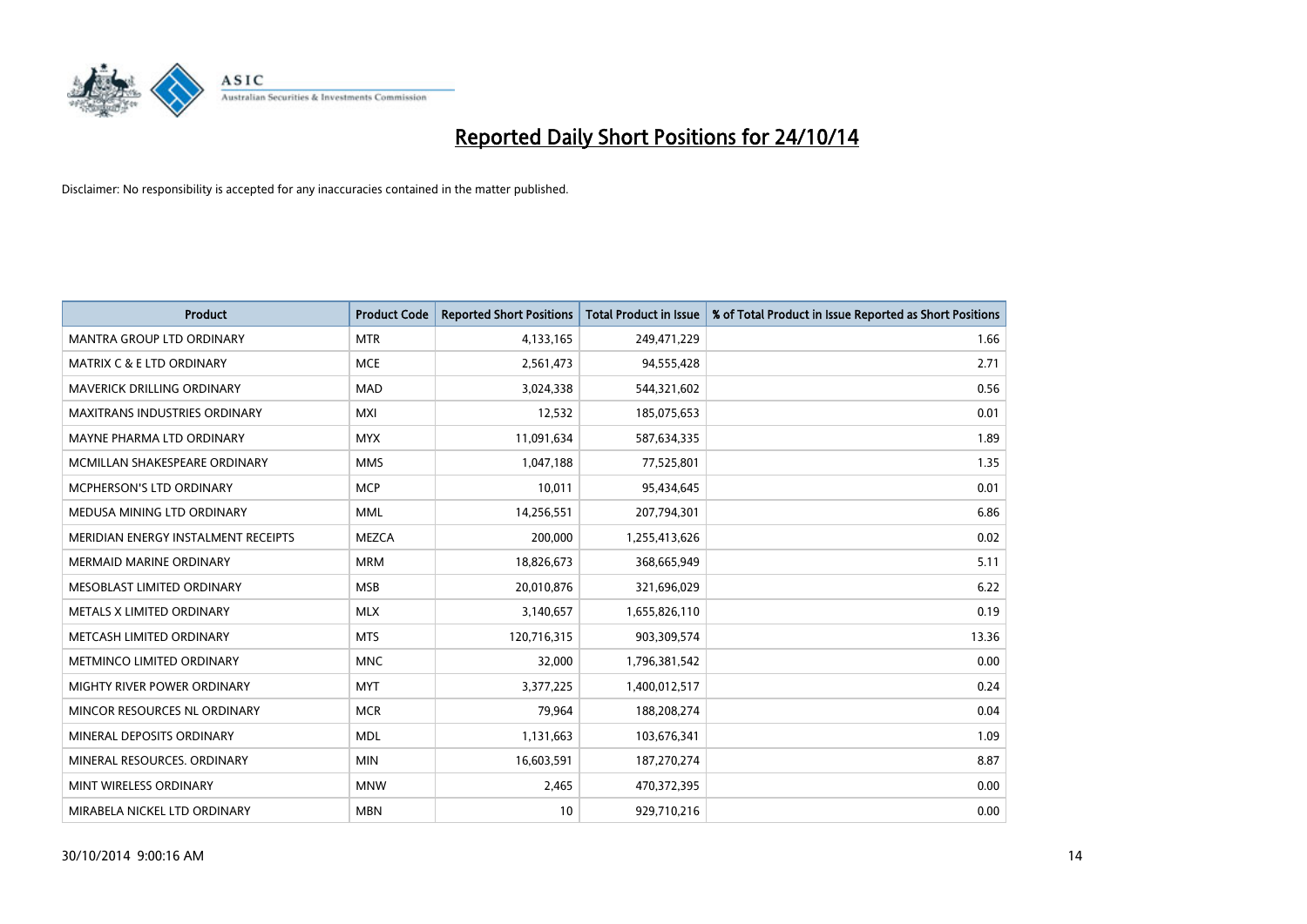# Reported Daily Short Positions for 24/10/14

Disclaimer: No responsibility is accepted for any inaccuracies contained in the matter published.

| Product | Product Code | Reported Short Positions | Total Product in Issue | % of Total Product in Issue Reported as Short Positions |
|---|---|---|---|---|
| MANTRA GROUP LTD ORDINARY | MTR | 4,133,165 | 249,471,229 | 1.66 |
| MATRIX C & E LTD ORDINARY | MCE | 2,561,473 | 94,555,428 | 2.71 |
| MAVERICK DRILLING ORDINARY | MAD | 3,024,338 | 544,321,602 | 0.56 |
| MAXITRANS INDUSTRIES ORDINARY | MXI | 12,532 | 185,075,653 | 0.01 |
| MAYNE PHARMA LTD ORDINARY | MYX | 11,091,634 | 587,634,335 | 1.89 |
| MCMILLAN SHAKESPEARE ORDINARY | MMS | 1,047,188 | 77,525,801 | 1.35 |
| MCPHERSON'S LTD ORDINARY | MCP | 10,011 | 95,434,645 | 0.01 |
| MEDUSA MINING LTD ORDINARY | MML | 14,256,551 | 207,794,301 | 6.86 |
| MERIDIAN ENERGY INSTALMENT RECEIPTS | MEZCA | 200,000 | 1,255,413,626 | 0.02 |
| MERMAID MARINE ORDINARY | MRM | 18,826,673 | 368,665,949 | 5.11 |
| MESOBLAST LIMITED ORDINARY | MSB | 20,010,876 | 321,696,029 | 6.22 |
| METALS X LIMITED ORDINARY | MLX | 3,140,657 | 1,655,826,110 | 0.19 |
| METCASH LIMITED ORDINARY | MTS | 120,716,315 | 903,309,574 | 13.36 |
| METMINCO LIMITED ORDINARY | MNC | 32,000 | 1,796,381,542 | 0.00 |
| MIGHTY RIVER POWER ORDINARY | MYT | 3,377,225 | 1,400,012,517 | 0.24 |
| MINCOR RESOURCES NL ORDINARY | MCR | 79,964 | 188,208,274 | 0.04 |
| MINERAL DEPOSITS ORDINARY | MDL | 1,131,663 | 103,676,341 | 1.09 |
| MINERAL RESOURCES. ORDINARY | MIN | 16,603,591 | 187,270,274 | 8.87 |
| MINT WIRELESS ORDINARY | MNW | 2,465 | 470,372,395 | 0.00 |
| MIRABELA NICKEL LTD ORDINARY | MBN | 10 | 929,710,216 | 0.00 |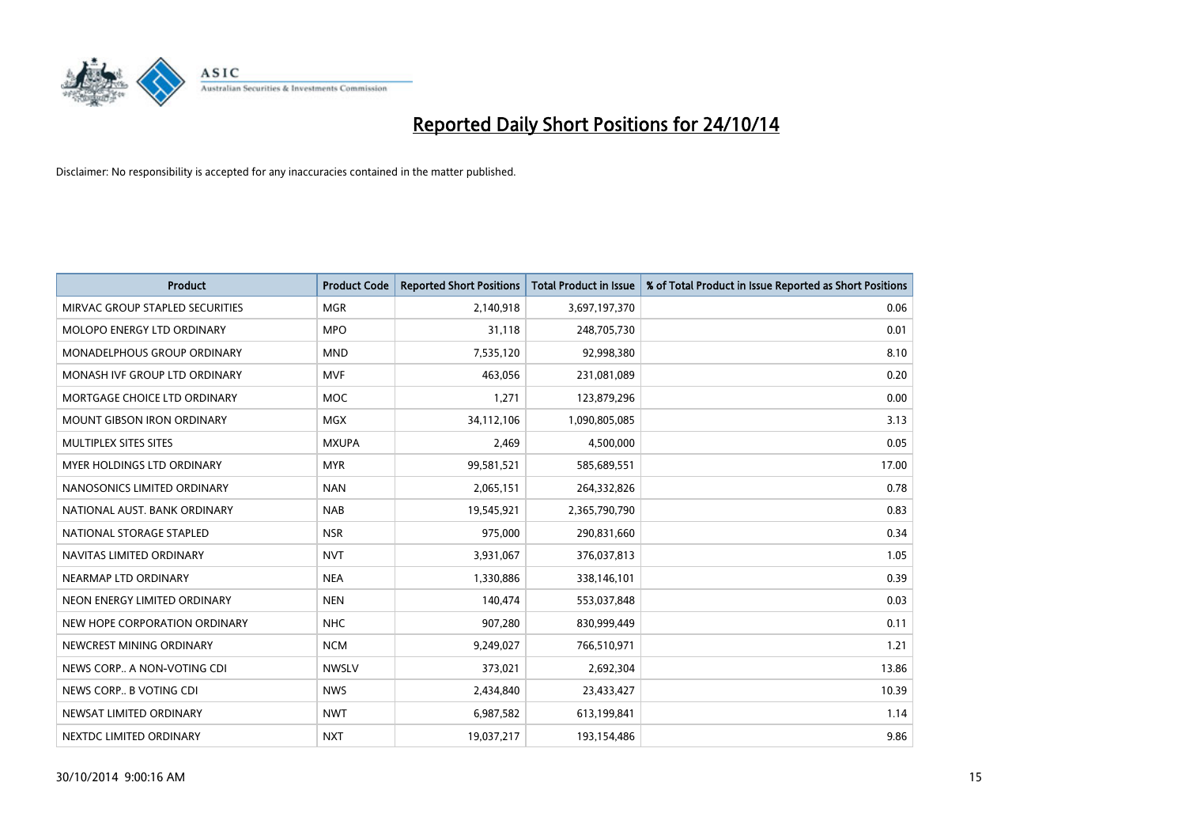# Reported Daily Short Positions for 24/10/14

Disclaimer: No responsibility is accepted for any inaccuracies contained in the matter published.

| Product | Product Code | Reported Short Positions | Total Product in Issue | % of Total Product in Issue Reported as Short Positions |
|---|---|---|---|---|
| MIRVAC GROUP STAPLED SECURITIES | MGR | 2,140,918 | 3,697,197,370 | 0.06 |
| MOLOPO ENERGY LTD ORDINARY | MPO | 31,118 | 248,705,730 | 0.01 |
| MONADELPHOUS GROUP ORDINARY | MND | 7,535,120 | 92,998,380 | 8.10 |
| MONASH IVF GROUP LTD ORDINARY | MVF | 463,056 | 231,081,089 | 0.20 |
| MORTGAGE CHOICE LTD ORDINARY | MOC | 1,271 | 123,879,296 | 0.00 |
| MOUNT GIBSON IRON ORDINARY | MGX | 34,112,106 | 1,090,805,085 | 3.13 |
| MULTIPLEX SITES SITES | MXUPA | 2,469 | 4,500,000 | 0.05 |
| MYER HOLDINGS LTD ORDINARY | MYR | 99,581,521 | 585,689,551 | 17.00 |
| NANOSONICS LIMITED ORDINARY | NAN | 2,065,151 | 264,332,826 | 0.78 |
| NATIONAL AUST. BANK ORDINARY | NAB | 19,545,921 | 2,365,790,790 | 0.83 |
| NATIONAL STORAGE STAPLED | NSR | 975,000 | 290,831,660 | 0.34 |
| NAVITAS LIMITED ORDINARY | NVT | 3,931,067 | 376,037,813 | 1.05 |
| NEARMAP LTD ORDINARY | NEA | 1,330,886 | 338,146,101 | 0.39 |
| NEON ENERGY LIMITED ORDINARY | NEN | 140,474 | 553,037,848 | 0.03 |
| NEW HOPE CORPORATION ORDINARY | NHC | 907,280 | 830,999,449 | 0.11 |
| NEWCREST MINING ORDINARY | NCM | 9,249,027 | 766,510,971 | 1.21 |
| NEWS CORP.. A NON-VOTING CDI | NWSLV | 373,021 | 2,692,304 | 13.86 |
| NEWS CORP.. B VOTING CDI | NWS | 2,434,840 | 23,433,427 | 10.39 |
| NEWSAT LIMITED ORDINARY | NWT | 6,987,582 | 613,199,841 | 1.14 |
| NEXTDC LIMITED ORDINARY | NXT | 19,037,217 | 193,154,486 | 9.86 |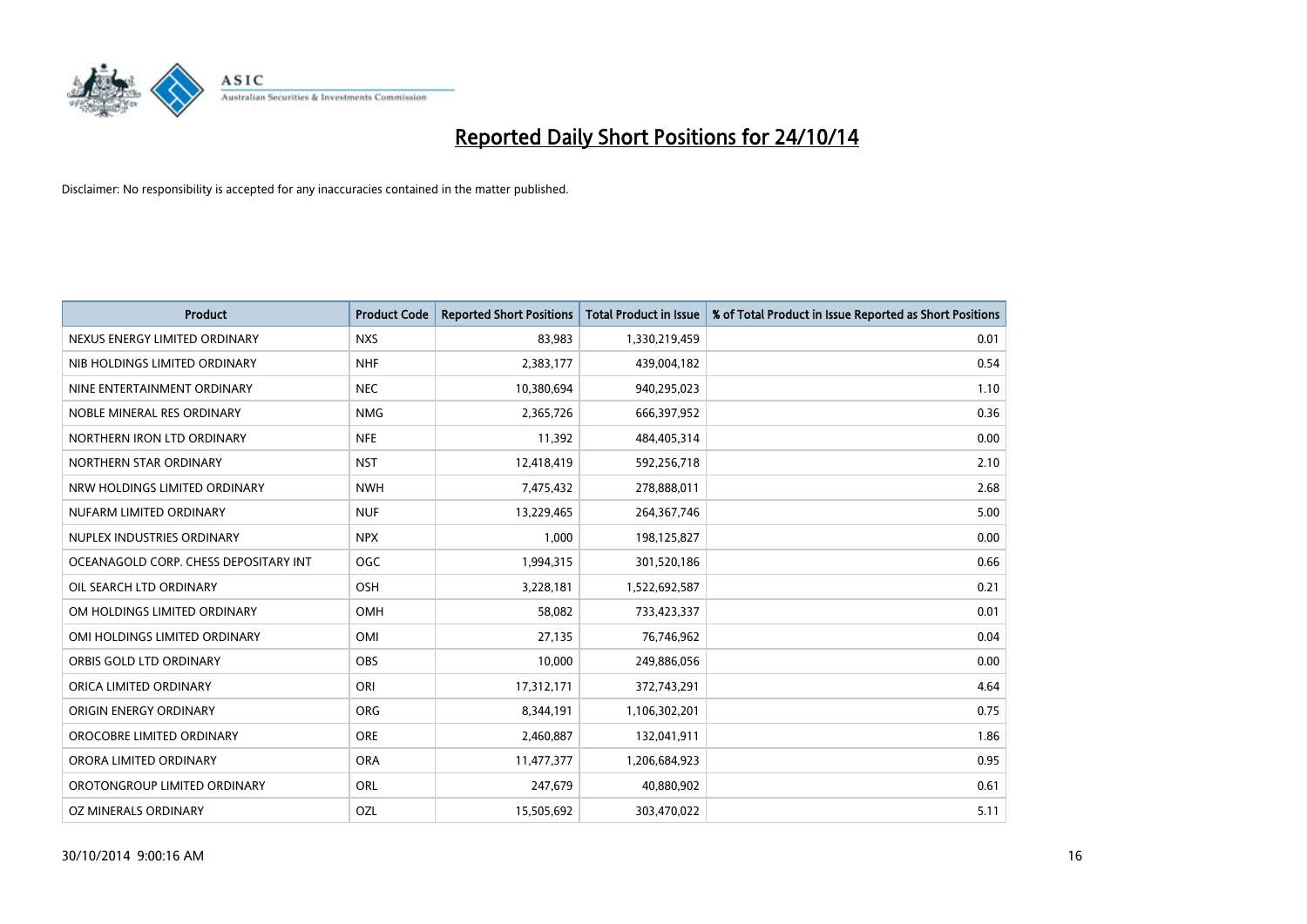# Reported Daily Short Positions for 24/10/14

Disclaimer: No responsibility is accepted for any inaccuracies contained in the matter published.

| Product | Product Code | Reported Short Positions | Total Product in Issue | % of Total Product in Issue Reported as Short Positions |
|---|---|---|---|---|
| NEXUS ENERGY LIMITED ORDINARY | NXS | 83,983 | 1,330,219,459 | 0.01 |
| NIB HOLDINGS LIMITED ORDINARY | NHF | 2,383,177 | 439,004,182 | 0.54 |
| NINE ENTERTAINMENT ORDINARY | NEC | 10,380,694 | 940,295,023 | 1.10 |
| NOBLE MINERAL RES ORDINARY | NMG | 2,365,726 | 666,397,952 | 0.36 |
| NORTHERN IRON LTD ORDINARY | NFE | 11,392 | 484,405,314 | 0.00 |
| NORTHERN STAR ORDINARY | NST | 12,418,419 | 592,256,718 | 2.10 |
| NRW HOLDINGS LIMITED ORDINARY | NWH | 7,475,432 | 278,888,011 | 2.68 |
| NUFARM LIMITED ORDINARY | NUF | 13,229,465 | 264,367,746 | 5.00 |
| NUPLEX INDUSTRIES ORDINARY | NPX | 1,000 | 198,125,827 | 0.00 |
| OCEANAGOLD CORP. CHESS DEPOSITARY INT | OGC | 1,994,315 | 301,520,186 | 0.66 |
| OIL SEARCH LTD ORDINARY | OSH | 3,228,181 | 1,522,692,587 | 0.21 |
| OM HOLDINGS LIMITED ORDINARY | OMH | 58,082 | 733,423,337 | 0.01 |
| OMI HOLDINGS LIMITED ORDINARY | OMI | 27,135 | 76,746,962 | 0.04 |
| ORBIS GOLD LTD ORDINARY | OBS | 10,000 | 249,886,056 | 0.00 |
| ORICA LIMITED ORDINARY | ORI | 17,312,171 | 372,743,291 | 4.64 |
| ORIGIN ENERGY ORDINARY | ORG | 8,344,191 | 1,106,302,201 | 0.75 |
| OROCOBRE LIMITED ORDINARY | ORE | 2,460,887 | 132,041,911 | 1.86 |
| ORORA LIMITED ORDINARY | ORA | 11,477,377 | 1,206,684,923 | 0.95 |
| OROTONGROUP LIMITED ORDINARY | ORL | 247,679 | 40,880,902 | 0.61 |
| OZ MINERALS ORDINARY | OZL | 15,505,692 | 303,470,022 | 5.11 |

30/10/2014 9:00:16 AM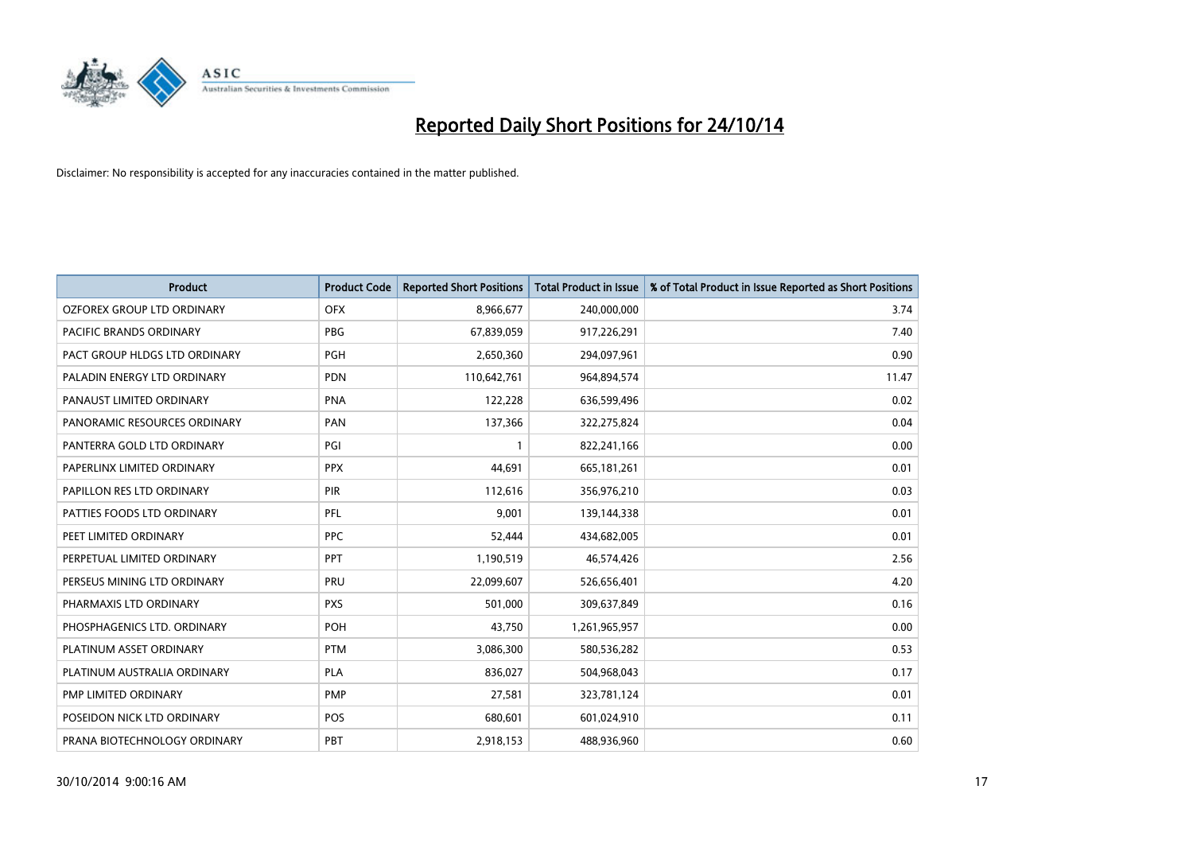# Reported Daily Short Positions for 24/10/14

Disclaimer: No responsibility is accepted for any inaccuracies contained in the matter published.

| Product | Product Code | Reported Short Positions | Total Product in Issue | % of Total Product in Issue Reported as Short Positions |
| --- | --- | --- | --- | --- |
| OZFOREX GROUP LTD ORDINARY | OFX | 8,966,677 | 240,000,000 | 3.74 |
| PACIFIC BRANDS ORDINARY | PBG | 67,839,059 | 917,226,291 | 7.40 |
| PACT GROUP HLDGS LTD ORDINARY | PGH | 2,650,360 | 294,097,961 | 0.90 |
| PALADIN ENERGY LTD ORDINARY | PDN | 110,642,761 | 964,894,574 | 11.47 |
| PANAUST LIMITED ORDINARY | PNA | 122,228 | 636,599,496 | 0.02 |
| PANORAMIC RESOURCES ORDINARY | PAN | 137,366 | 322,275,824 | 0.04 |
| PANTERRA GOLD LTD ORDINARY | PGI | 1 | 822,241,166 | 0.00 |
| PAPERLINX LIMITED ORDINARY | PPX | 44,691 | 665,181,261 | 0.01 |
| PAPILLON RES LTD ORDINARY | PIR | 112,616 | 356,976,210 | 0.03 |
| PATTIES FOODS LTD ORDINARY | PFL | 9,001 | 139,144,338 | 0.01 |
| PEET LIMITED ORDINARY | PPC | 52,444 | 434,682,005 | 0.01 |
| PERPETUAL LIMITED ORDINARY | PPT | 1,190,519 | 46,574,426 | 2.56 |
| PERSEUS MINING LTD ORDINARY | PRU | 22,099,607 | 526,656,401 | 4.20 |
| PHARMAXIS LTD ORDINARY | PXS | 501,000 | 309,637,849 | 0.16 |
| PHOSPHAGENICS LTD. ORDINARY | POH | 43,750 | 1,261,965,957 | 0.00 |
| PLATINUM ASSET ORDINARY | PTM | 3,086,300 | 580,536,282 | 0.53 |
| PLATINUM AUSTRALIA ORDINARY | PLA | 836,027 | 504,968,043 | 0.17 |
| PMP LIMITED ORDINARY | PMP | 27,581 | 323,781,124 | 0.01 |
| POSEIDON NICK LTD ORDINARY | POS | 680,601 | 601,024,910 | 0.11 |
| PRANA BIOTECHNOLOGY ORDINARY | PBT | 2,918,153 | 488,936,960 | 0.60 |

30/10/2014 9:00:16 AM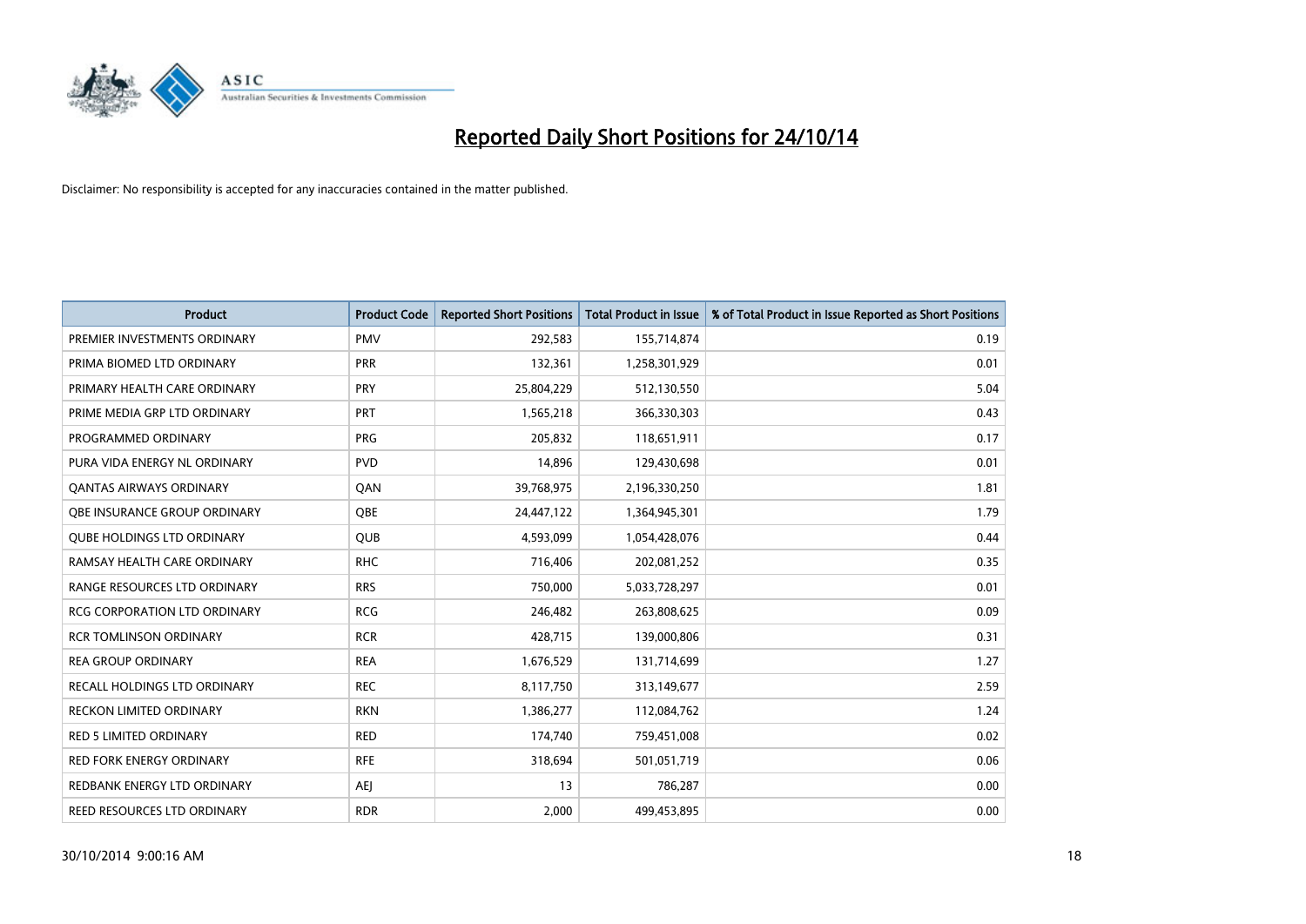# Reported Daily Short Positions for 24/10/14

Disclaimer: No responsibility is accepted for any inaccuracies contained in the matter published.

| Product | Product Code | Reported Short Positions | Total Product in Issue | % of Total Product in Issue Reported as Short Positions |
|---|---|---|---|---|
| PREMIER INVESTMENTS ORDINARY | PMV | 292,583 | 155,714,874 | 0.19 |
| PRIMA BIOMED LTD ORDINARY | PRR | 132,361 | 1,258,301,929 | 0.01 |
| PRIMARY HEALTH CARE ORDINARY | PRY | 25,804,229 | 512,130,550 | 5.04 |
| PRIME MEDIA GRP LTD ORDINARY | PRT | 1,565,218 | 366,330,303 | 0.43 |
| PROGRAMMED ORDINARY | PRG | 205,832 | 118,651,911 | 0.17 |
| PURA VIDA ENERGY NL ORDINARY | PVD | 14,896 | 129,430,698 | 0.01 |
| QANTAS AIRWAYS ORDINARY | QAN | 39,768,975 | 2,196,330,250 | 1.81 |
| QBE INSURANCE GROUP ORDINARY | QBE | 24,447,122 | 1,364,945,301 | 1.79 |
| QUBE HOLDINGS LTD ORDINARY | QUB | 4,593,099 | 1,054,428,076 | 0.44 |
| RAMSAY HEALTH CARE ORDINARY | RHC | 716,406 | 202,081,252 | 0.35 |
| RANGE RESOURCES LTD ORDINARY | RRS | 750,000 | 5,033,728,297 | 0.01 |
| RCG CORPORATION LTD ORDINARY | RCG | 246,482 | 263,808,625 | 0.09 |
| RCR TOMLINSON ORDINARY | RCR | 428,715 | 139,000,806 | 0.31 |
| REA GROUP ORDINARY | REA | 1,676,529 | 131,714,699 | 1.27 |
| RECALL HOLDINGS LTD ORDINARY | REC | 8,117,750 | 313,149,677 | 2.59 |
| RECKON LIMITED ORDINARY | RKN | 1,386,277 | 112,084,762 | 1.24 |
| RED 5 LIMITED ORDINARY | RED | 174,740 | 759,451,008 | 0.02 |
| RED FORK ENERGY ORDINARY | RFE | 318,694 | 501,051,719 | 0.06 |
| REDBANK ENERGY LTD ORDINARY | AEJ | 13 | 786,287 | 0.00 |
| REED RESOURCES LTD ORDINARY | RDR | 2,000 | 499,453,895 | 0.00 |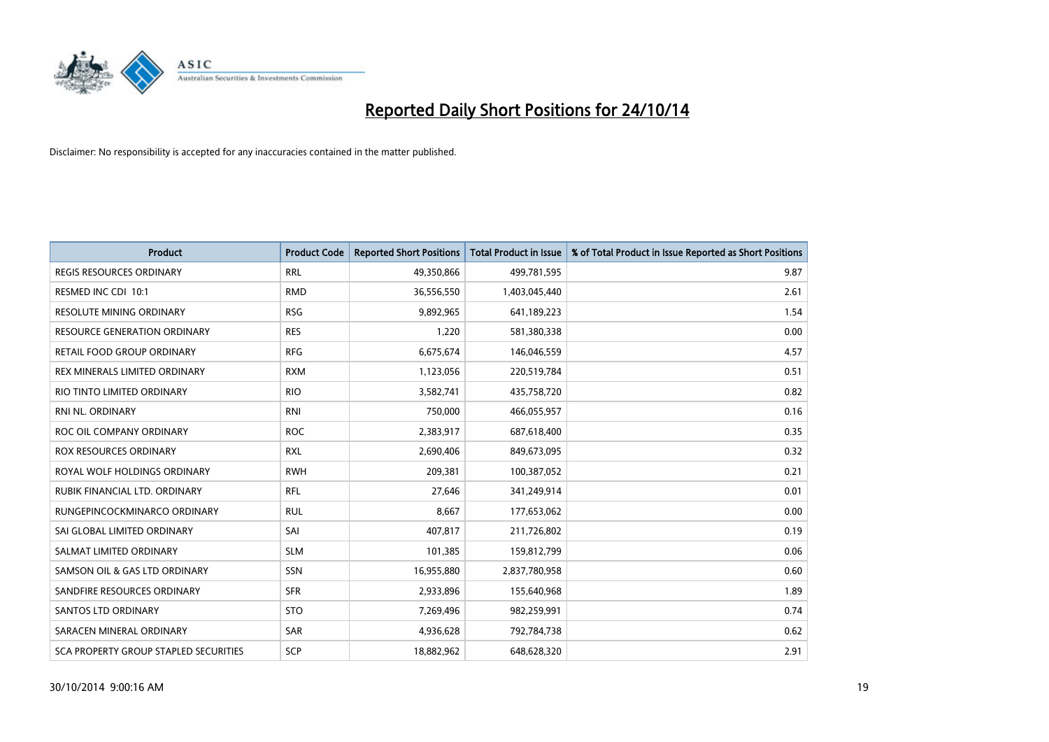# Reported Daily Short Positions for 24/10/14

Disclaimer: No responsibility is accepted for any inaccuracies contained in the matter published.

| Product | Product Code | Reported Short Positions | Total Product in Issue | % of Total Product in Issue Reported as Short Positions |
|---|---|---|---|---|
| REGIS RESOURCES ORDINARY | RRL | 49,350,866 | 499,781,595 | 9.87 |
| RESMED INC CDI 10:1 | RMD | 36,556,550 | 1,403,045,440 | 2.61 |
| RESOLUTE MINING ORDINARY | RSG | 9,892,965 | 641,189,223 | 1.54 |
| RESOURCE GENERATION ORDINARY | RES | 1,220 | 581,380,338 | 0.00 |
| RETAIL FOOD GROUP ORDINARY | RFG | 6,675,674 | 146,046,559 | 4.57 |
| REX MINERALS LIMITED ORDINARY | RXM | 1,123,056 | 220,519,784 | 0.51 |
| RIO TINTO LIMITED ORDINARY | RIO | 3,582,741 | 435,758,720 | 0.82 |
| RNI NL. ORDINARY | RNI | 750,000 | 466,055,957 | 0.16 |
| ROC OIL COMPANY ORDINARY | ROC | 2,383,917 | 687,618,400 | 0.35 |
| ROX RESOURCES ORDINARY | RXL | 2,690,406 | 849,673,095 | 0.32 |
| ROYAL WOLF HOLDINGS ORDINARY | RWH | 209,381 | 100,387,052 | 0.21 |
| RUBIK FINANCIAL LTD. ORDINARY | RFL | 27,646 | 341,249,914 | 0.01 |
| RUNGEPINCOCKMINARCO ORDINARY | RUL | 8,667 | 177,653,062 | 0.00 |
| SAI GLOBAL LIMITED ORDINARY | SAI | 407,817 | 211,726,802 | 0.19 |
| SALMAT LIMITED ORDINARY | SLM | 101,385 | 159,812,799 | 0.06 |
| SAMSON OIL & GAS LTD ORDINARY | SSN | 16,955,880 | 2,837,780,958 | 0.60 |
| SANDFIRE RESOURCES ORDINARY | SFR | 2,933,896 | 155,640,968 | 1.89 |
| SANTOS LTD ORDINARY | STO | 7,269,496 | 982,259,991 | 0.74 |
| SARACEN MINERAL ORDINARY | SAR | 4,936,628 | 792,784,738 | 0.62 |
| SCA PROPERTY GROUP STAPLED SECURITIES | SCP | 18,882,962 | 648,628,320 | 2.91 |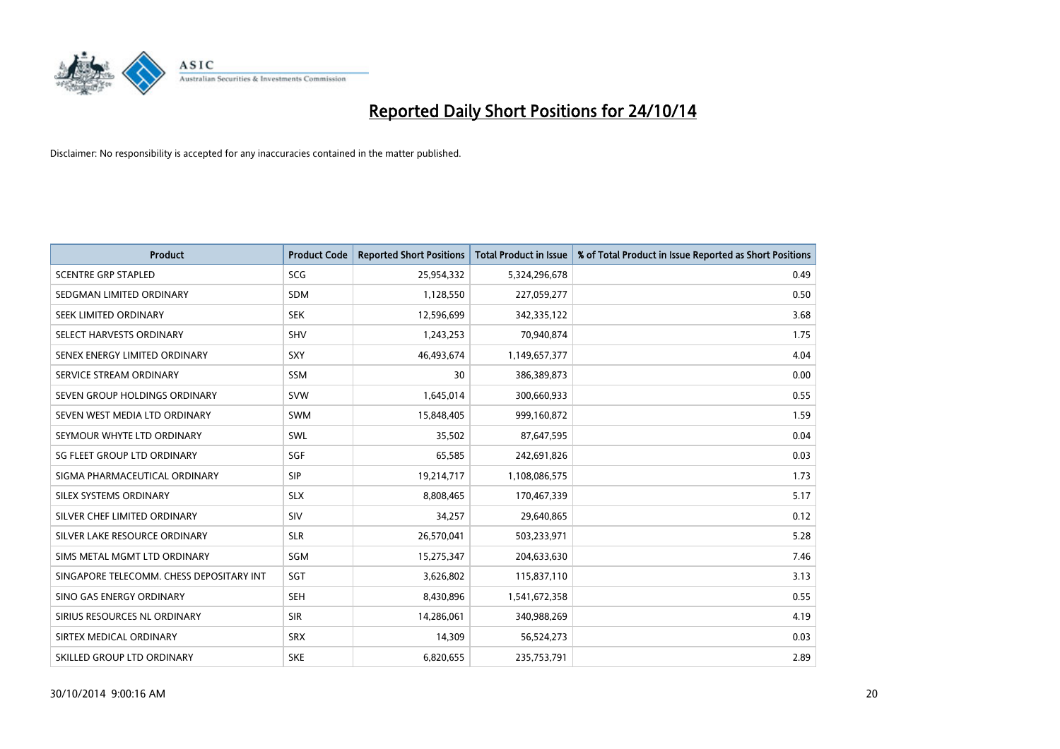# Reported Daily Short Positions for 24/10/14

Disclaimer: No responsibility is accepted for any inaccuracies contained in the matter published.

| Product | Product Code | Reported Short Positions | Total Product in Issue | % of Total Product in Issue Reported as Short Positions |
|---|---|---|---|---|
| SCENTRE GRP STAPLED | SCG | 25,954,332 | 5,324,296,678 | 0.49 |
| SEDGMAN LIMITED ORDINARY | SDM | 1,128,550 | 227,059,277 | 0.50 |
| SEEK LIMITED ORDINARY | SEK | 12,596,699 | 342,335,122 | 3.68 |
| SELECT HARVESTS ORDINARY | SHV | 1,243,253 | 70,940,874 | 1.75 |
| SENEX ENERGY LIMITED ORDINARY | SXY | 46,493,674 | 1,149,657,377 | 4.04 |
| SERVICE STREAM ORDINARY | SSM | 30 | 386,389,873 | 0.00 |
| SEVEN GROUP HOLDINGS ORDINARY | SVW | 1,645,014 | 300,660,933 | 0.55 |
| SEVEN WEST MEDIA LTD ORDINARY | SWM | 15,848,405 | 999,160,872 | 1.59 |
| SEYMOUR WHYTE LTD ORDINARY | SWL | 35,502 | 87,647,595 | 0.04 |
| SG FLEET GROUP LTD ORDINARY | SGF | 65,585 | 242,691,826 | 0.03 |
| SIGMA PHARMACEUTICAL ORDINARY | SIP | 19,214,717 | 1,108,086,575 | 1.73 |
| SILEX SYSTEMS ORDINARY | SLX | 8,808,465 | 170,467,339 | 5.17 |
| SILVER CHEF LIMITED ORDINARY | SIV | 34,257 | 29,640,865 | 0.12 |
| SILVER LAKE RESOURCE ORDINARY | SLR | 26,570,041 | 503,233,971 | 5.28 |
| SIMS METAL MGMT LTD ORDINARY | SGM | 15,275,347 | 204,633,630 | 7.46 |
| SINGAPORE TELECOMM. CHESS DEPOSITARY INT | SGT | 3,626,802 | 115,837,110 | 3.13 |
| SINO GAS ENERGY ORDINARY | SEH | 8,430,896 | 1,541,672,358 | 0.55 |
| SIRIUS RESOURCES NL ORDINARY | SIR | 14,286,061 | 340,988,269 | 4.19 |
| SIRTEX MEDICAL ORDINARY | SRX | 14,309 | 56,524,273 | 0.03 |
| SKILLED GROUP LTD ORDINARY | SKE | 6,820,655 | 235,753,791 | 2.89 |

30/10/2014 9:00:16 AM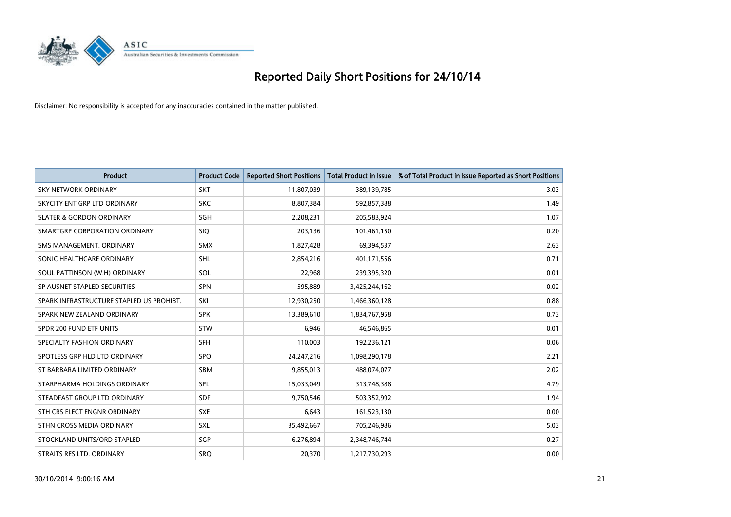# Reported Daily Short Positions for 24/10/14

Disclaimer: No responsibility is accepted for any inaccuracies contained in the matter published.

| Product | Product Code | Reported Short Positions | Total Product in Issue | % of Total Product in Issue Reported as Short Positions |
|---|---|---|---|---|
| SKY NETWORK ORDINARY | SKT | 11,807,039 | 389,139,785 | 3.03 |
| SKYCITY ENT GRP LTD ORDINARY | SKC | 8,807,384 | 592,857,388 | 1.49 |
| SLATER & GORDON ORDINARY | SGH | 2,208,231 | 205,583,924 | 1.07 |
| SMARTGRP CORPORATION ORDINARY | SIQ | 203,136 | 101,461,150 | 0.20 |
| SMS MANAGEMENT. ORDINARY | SMX | 1,827,428 | 69,394,537 | 2.63 |
| SONIC HEALTHCARE ORDINARY | SHL | 2,854,216 | 401,171,556 | 0.71 |
| SOUL PATTINSON (W.H) ORDINARY | SOL | 22,968 | 239,395,320 | 0.01 |
| SP AUSNET STAPLED SECURITIES | SPN | 595,889 | 3,425,244,162 | 0.02 |
| SPARK INFRASTRUCTURE STAPLED US PROHIBT. | SKI | 12,930,250 | 1,466,360,128 | 0.88 |
| SPARK NEW ZEALAND ORDINARY | SPK | 13,389,610 | 1,834,767,958 | 0.73 |
| SPDR 200 FUND ETF UNITS | STW | 6,946 | 46,546,865 | 0.01 |
| SPECIALTY FASHION ORDINARY | SFH | 110,003 | 192,236,121 | 0.06 |
| SPOTLESS GRP HLD LTD ORDINARY | SPO | 24,247,216 | 1,098,290,178 | 2.21 |
| ST BARBARA LIMITED ORDINARY | SBM | 9,855,013 | 488,074,077 | 2.02 |
| STARPHARMA HOLDINGS ORDINARY | SPL | 15,033,049 | 313,748,388 | 4.79 |
| STEADFAST GROUP LTD ORDINARY | SDF | 9,750,546 | 503,352,992 | 1.94 |
| STH CRS ELECT ENGNR ORDINARY | SXE | 6,643 | 161,523,130 | 0.00 |
| STHN CROSS MEDIA ORDINARY | SXL | 35,492,667 | 705,246,986 | 5.03 |
| STOCKLAND UNITS/ORD STAPLED | SGP | 6,276,894 | 2,348,746,744 | 0.27 |
| STRAITS RES LTD. ORDINARY | SRQ | 20,370 | 1,217,730,293 | 0.00 |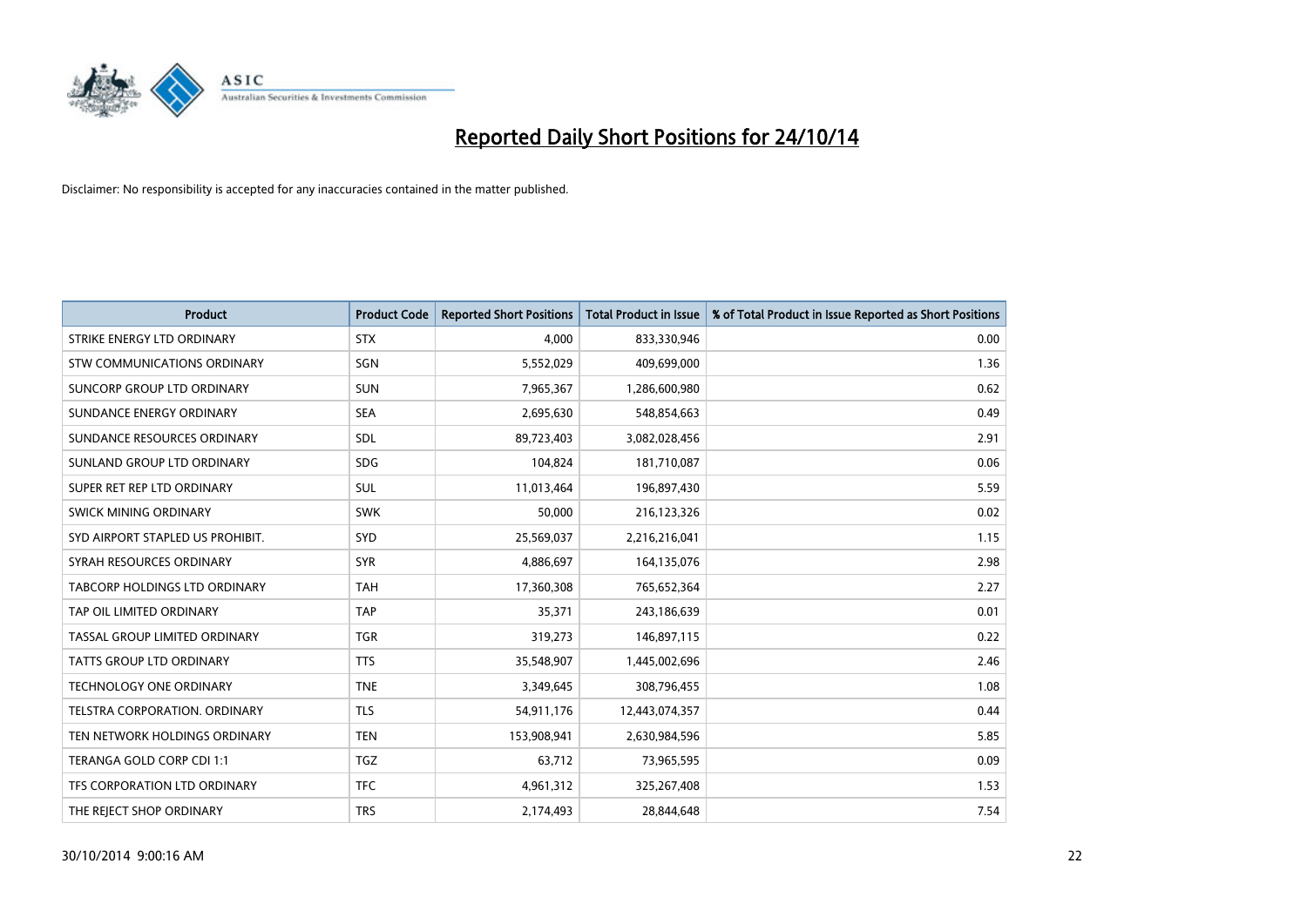# Reported Daily Short Positions for 24/10/14

Disclaimer: No responsibility is accepted for any inaccuracies contained in the matter published.

| Product | Product Code | Reported Short Positions | Total Product in Issue | % of Total Product in Issue Reported as Short Positions |
|---|---|---|---|---|
| STRIKE ENERGY LTD ORDINARY | STX | 4,000 | 833,330,946 | 0.00 |
| STW COMMUNICATIONS ORDINARY | SGN | 5,552,029 | 409,699,000 | 1.36 |
| SUNCORP GROUP LTD ORDINARY | SUN | 7,965,367 | 1,286,600,980 | 0.62 |
| SUNDANCE ENERGY ORDINARY | SEA | 2,695,630 | 548,854,663 | 0.49 |
| SUNDANCE RESOURCES ORDINARY | SDL | 89,723,403 | 3,082,028,456 | 2.91 |
| SUNLAND GROUP LTD ORDINARY | SDG | 104,824 | 181,710,087 | 0.06 |
| SUPER RET REP LTD ORDINARY | SUL | 11,013,464 | 196,897,430 | 5.59 |
| SWICK MINING ORDINARY | SWK | 50,000 | 216,123,326 | 0.02 |
| SYD AIRPORT STAPLED US PROHIBIT. | SYD | 25,569,037 | 2,216,216,041 | 1.15 |
| SYRAH RESOURCES ORDINARY | SYR | 4,886,697 | 164,135,076 | 2.98 |
| TABCORP HOLDINGS LTD ORDINARY | TAH | 17,360,308 | 765,652,364 | 2.27 |
| TAP OIL LIMITED ORDINARY | TAP | 35,371 | 243,186,639 | 0.01 |
| TASSAL GROUP LIMITED ORDINARY | TGR | 319,273 | 146,897,115 | 0.22 |
| TATTS GROUP LTD ORDINARY | TTS | 35,548,907 | 1,445,002,696 | 2.46 |
| TECHNOLOGY ONE ORDINARY | TNE | 3,349,645 | 308,796,455 | 1.08 |
| TELSTRA CORPORATION. ORDINARY | TLS | 54,911,176 | 12,443,074,357 | 0.44 |
| TEN NETWORK HOLDINGS ORDINARY | TEN | 153,908,941 | 2,630,984,596 | 5.85 |
| TERANGA GOLD CORP CDI 1:1 | TGZ | 63,712 | 73,965,595 | 0.09 |
| TFS CORPORATION LTD ORDINARY | TFC | 4,961,312 | 325,267,408 | 1.53 |
| THE REJECT SHOP ORDINARY | TRS | 2,174,493 | 28,844,648 | 7.54 |

30/10/2014 9:00:16 AM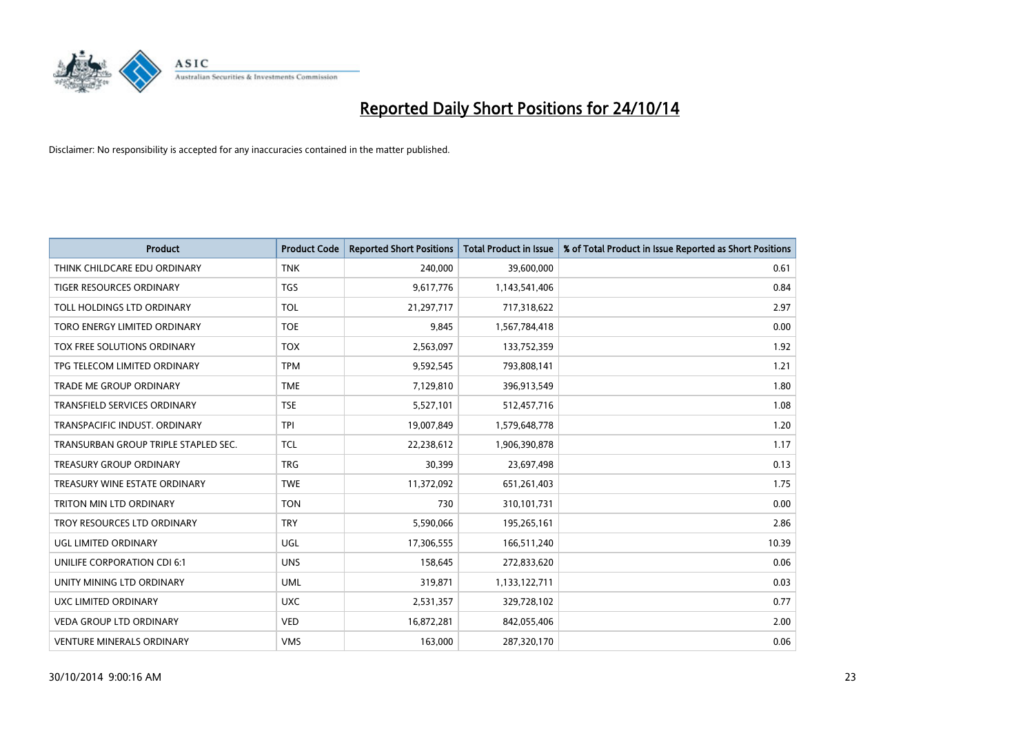# Reported Daily Short Positions for 24/10/14

Disclaimer: No responsibility is accepted for any inaccuracies contained in the matter published.

| Product | Product Code | Reported Short Positions | Total Product in Issue | % of Total Product in Issue Reported as Short Positions |
|---|---|---|---|---|
| THINK CHILDCARE EDU ORDINARY | TNK | 240,000 | 39,600,000 | 0.61 |
| TIGER RESOURCES ORDINARY | TGS | 9,617,776 | 1,143,541,406 | 0.84 |
| TOLL HOLDINGS LTD ORDINARY | TOL | 21,297,717 | 717,318,622 | 2.97 |
| TORO ENERGY LIMITED ORDINARY | TOE | 9,845 | 1,567,784,418 | 0.00 |
| TOX FREE SOLUTIONS ORDINARY | TOX | 2,563,097 | 133,752,359 | 1.92 |
| TPG TELECOM LIMITED ORDINARY | TPM | 9,592,545 | 793,808,141 | 1.21 |
| TRADE ME GROUP ORDINARY | TME | 7,129,810 | 396,913,549 | 1.80 |
| TRANSFIELD SERVICES ORDINARY | TSE | 5,527,101 | 512,457,716 | 1.08 |
| TRANSPACIFIC INDUST. ORDINARY | TPI | 19,007,849 | 1,579,648,778 | 1.20 |
| TRANSURBAN GROUP TRIPLE STAPLED SEC. | TCL | 22,238,612 | 1,906,390,878 | 1.17 |
| TREASURY GROUP ORDINARY | TRG | 30,399 | 23,697,498 | 0.13 |
| TREASURY WINE ESTATE ORDINARY | TWE | 11,372,092 | 651,261,403 | 1.75 |
| TRITON MIN LTD ORDINARY | TON | 730 | 310,101,731 | 0.00 |
| TROY RESOURCES LTD ORDINARY | TRY | 5,590,066 | 195,265,161 | 2.86 |
| UGL LIMITED ORDINARY | UGL | 17,306,555 | 166,511,240 | 10.39 |
| UNILIFE CORPORATION CDI 6:1 | UNS | 158,645 | 272,833,620 | 0.06 |
| UNITY MINING LTD ORDINARY | UML | 319,871 | 1,133,122,711 | 0.03 |
| UXC LIMITED ORDINARY | UXC | 2,531,357 | 329,728,102 | 0.77 |
| VEDA GROUP LTD ORDINARY | VED | 16,872,281 | 842,055,406 | 2.00 |
| VENTURE MINERALS ORDINARY | VMS | 163,000 | 287,320,170 | 0.06 |

30/10/2014 9:00:16 AM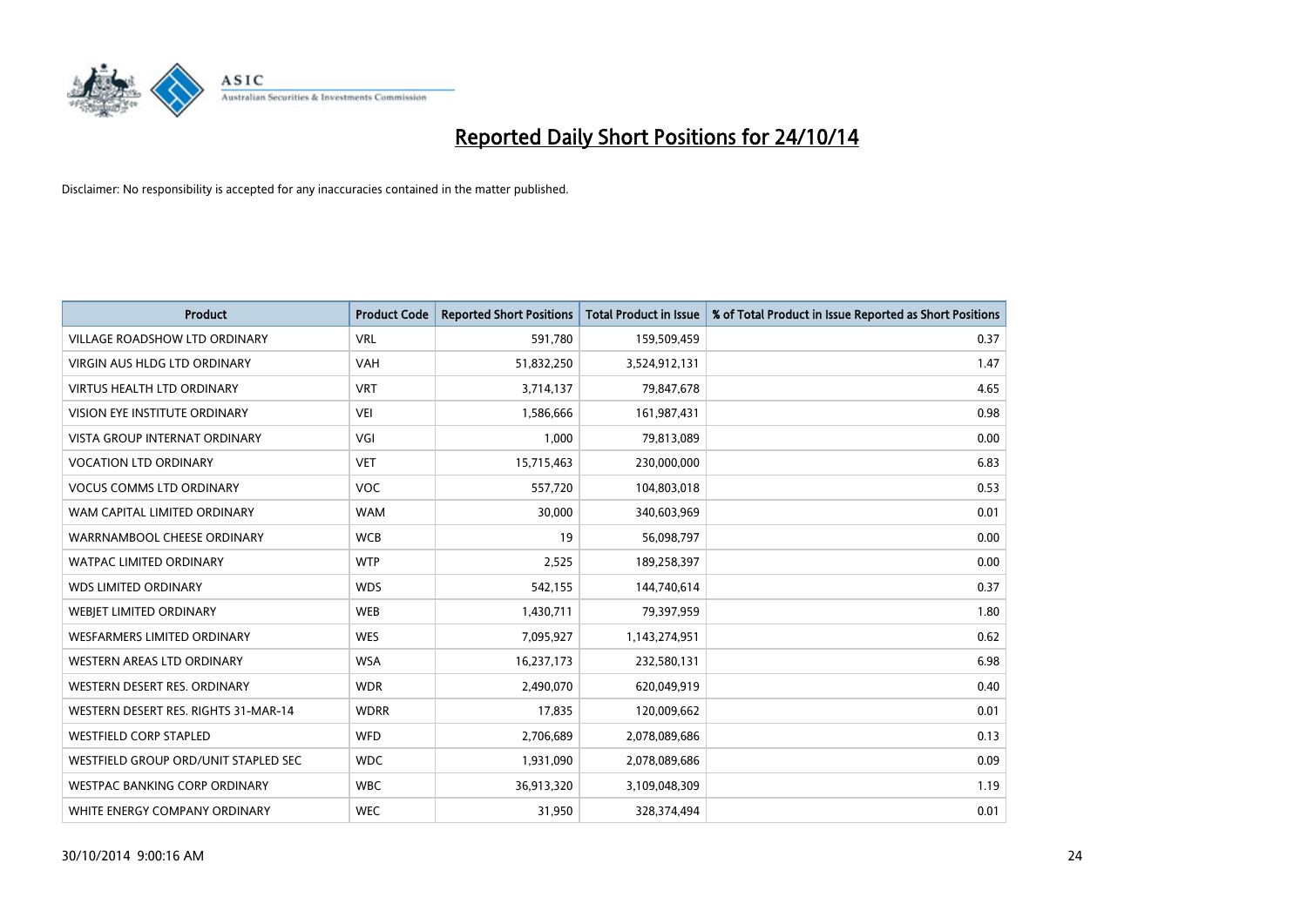# Reported Daily Short Positions for 24/10/14

Disclaimer: No responsibility is accepted for any inaccuracies contained in the matter published.

| Product | Product Code | Reported Short Positions | Total Product in Issue | % of Total Product in Issue Reported as Short Positions |
|---|---|---|---|---|
| VILLAGE ROADSHOW LTD ORDINARY | VRL | 591,780 | 159,509,459 | 0.37 |
| VIRGIN AUS HLDG LTD ORDINARY | VAH | 51,832,250 | 3,524,912,131 | 1.47 |
| VIRTUS HEALTH LTD ORDINARY | VRT | 3,714,137 | 79,847,678 | 4.65 |
| VISION EYE INSTITUTE ORDINARY | VEI | 1,586,666 | 161,987,431 | 0.98 |
| VISTA GROUP INTERNAT ORDINARY | VGI | 1,000 | 79,813,089 | 0.00 |
| VOCATION LTD ORDINARY | VET | 15,715,463 | 230,000,000 | 6.83 |
| VOCUS COMMS LTD ORDINARY | VOC | 557,720 | 104,803,018 | 0.53 |
| WAM CAPITAL LIMITED ORDINARY | WAM | 30,000 | 340,603,969 | 0.01 |
| WARRNAMBOOL CHEESE ORDINARY | WCB | 19 | 56,098,797 | 0.00 |
| WATPAC LIMITED ORDINARY | WTP | 2,525 | 189,258,397 | 0.00 |
| WDS LIMITED ORDINARY | WDS | 542,155 | 144,740,614 | 0.37 |
| WEBJET LIMITED ORDINARY | WEB | 1,430,711 | 79,397,959 | 1.80 |
| WESFARMERS LIMITED ORDINARY | WES | 7,095,927 | 1,143,274,951 | 0.62 |
| WESTERN AREAS LTD ORDINARY | WSA | 16,237,173 | 232,580,131 | 6.98 |
| WESTERN DESERT RES. ORDINARY | WDR | 2,490,070 | 620,049,919 | 0.40 |
| WESTERN DESERT RES. RIGHTS 31-MAR-14 | WDRR | 17,835 | 120,009,662 | 0.01 |
| WESTFIELD CORP STAPLED | WFD | 2,706,689 | 2,078,089,686 | 0.13 |
| WESTFIELD GROUP ORD/UNIT STAPLED SEC | WDC | 1,931,090 | 2,078,089,686 | 0.09 |
| WESTPAC BANKING CORP ORDINARY | WBC | 36,913,320 | 3,109,048,309 | 1.19 |
| WHITE ENERGY COMPANY ORDINARY | WEC | 31,950 | 328,374,494 | 0.01 |

30/10/2014 9:00:16 AM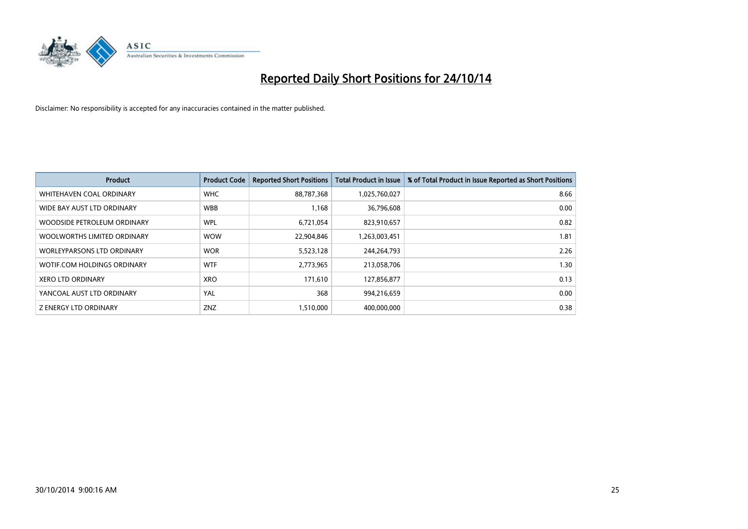# Reported Daily Short Positions for 24/10/14

Disclaimer: No responsibility is accepted for any inaccuracies contained in the matter published.

| Product | Product Code | Reported Short Positions | Total Product in Issue | % of Total Product in Issue Reported as Short Positions |
|---|---|---|---|---|
| WHITEHAVEN COAL ORDINARY | WHC | 88,787,368 | 1,025,760,027 | 8.66 |
| WIDE BAY AUST LTD ORDINARY | WBB | 1,168 | 36,796,608 | 0.00 |
| WOODSIDE PETROLEUM ORDINARY | WPL | 6,721,054 | 823,910,657 | 0.82 |
| WOOLWORTHS LIMITED ORDINARY | WOW | 22,904,846 | 1,263,003,451 | 1.81 |
| WORLEYPARSONS LTD ORDINARY | WOR | 5,523,128 | 244,264,793 | 2.26 |
| WOTIF.COM HOLDINGS ORDINARY | WTF | 2,773,965 | 213,058,706 | 1.30 |
| XERO LTD ORDINARY | XRO | 171,610 | 127,856,877 | 0.13 |
| YANCOAL AUST LTD ORDINARY | YAL | 368 | 994,216,659 | 0.00 |
| Z ENERGY LTD ORDINARY | ZNZ | 1,510,000 | 400,000,000 | 0.38 |

30/10/2014 9:00:16 AM